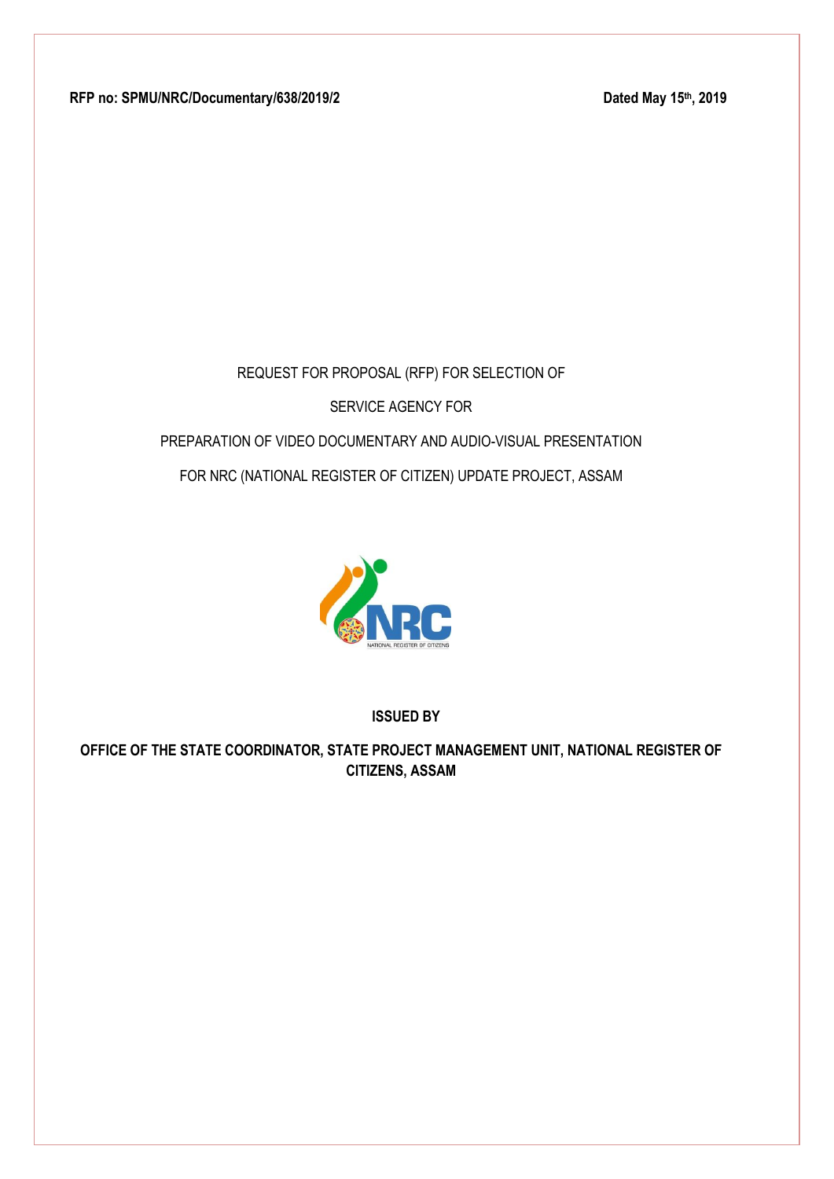**RFP no: SPMU/NRC/Documentary/638/2019/2** **Dated May 15th, 2019**

REQUEST FOR PROPOSAL (RFP) FOR SELECTION OF

SERVICE AGENCY FOR

PREPARATION OF VIDEO DOCUMENTARY AND AUDIO-VISUAL PRESENTATION

FOR NRC (NATIONAL REGISTER OF CITIZEN) UPDATE PROJECT, ASSAM

**ISSUED BY**

**OFFICE OF THE STATE COORDINATOR, STATE PROJECT MANAGEMENT UNIT, NATIONAL REGISTER OF CITIZENS, ASSAM**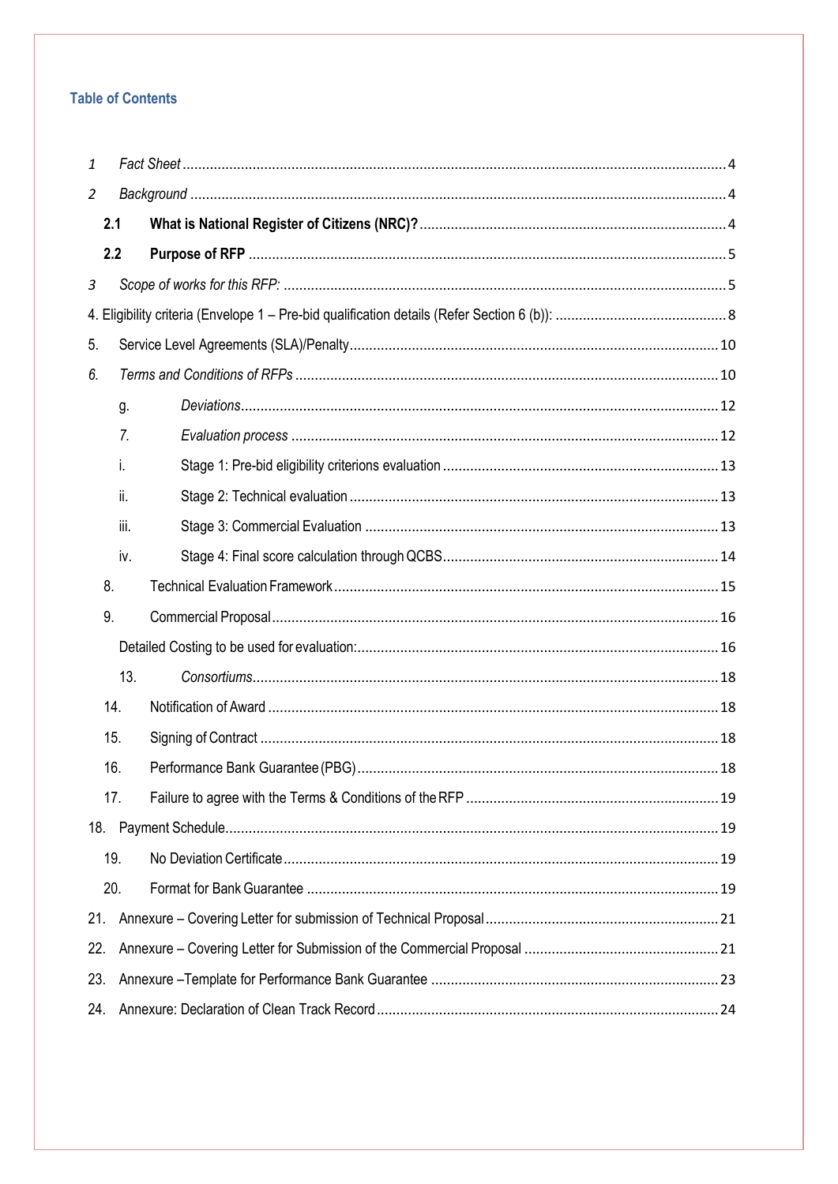## Table of Contents

1 *Fact Sheet* ..... 4

2 *Background* ..... 4

**2.1 What is National Register of Citizens (NRC)?** ..... 4

**2.2 Purpose of RFP** ..... 5

3 *Scope of works for this RFP:* ..... 5

4. Eligibility criteria (Envelope 1 – Pre-bid qualification details (Refer Section 6 (b)): ..... 8

5. Service Level Agreements (SLA)/Penalty ..... 10

6. *Terms and Conditions of RFPs* ..... 10

g. *Deviations* ..... 12

7. *Evaluation process* ..... 12

i. Stage 1: Pre-bid eligibility criterions evaluation ..... 13

ii. Stage 2: Technical evaluation ..... 13

iii. Stage 3: Commercial Evaluation ..... 13

iv. Stage 4: Final score calculation through QCBS ..... 14

8. Technical Evaluation Framework ..... 15

9. Commercial Proposal ..... 16

Detailed Costing to be used for evaluation: ..... 16

13. *Consortiums* ..... 18

14. Notification of Award ..... 18

15. Signing of Contract ..... 18

16. Performance Bank Guarantee (PBG) ..... 18

17. Failure to agree with the Terms & Conditions of the RFP ..... 19

18. Payment Schedule ..... 19

19. No Deviation Certificate ..... 19

20. Format for Bank Guarantee ..... 19

21. Annexure – Covering Letter for submission of Technical Proposal ..... 21

22. Annexure – Covering Letter for Submission of the Commercial Proposal ..... 21

23. Annexure –Template for Performance Bank Guarantee ..... 23

24. Annexure: Declaration of Clean Track Record ..... 24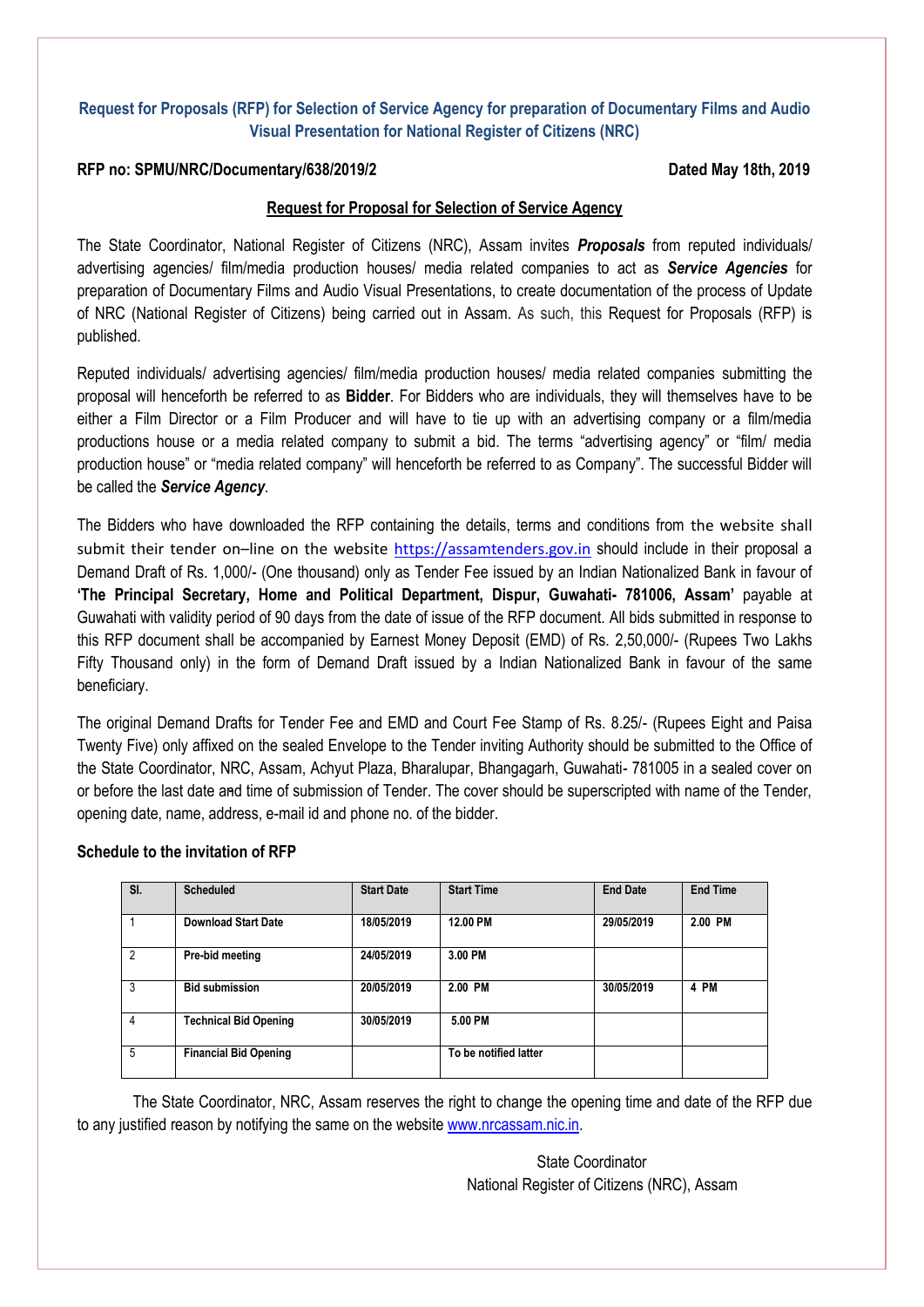## Request for Proposals (RFP) for Selection of Service Agency for preparation of Documentary Films and Audio Visual Presentation for National Register of Citizens (NRC)

**RFP no: SPMU/NRC/Documentary/638/2019/2** **Dated May 18th, 2019**

**Request for Proposal for Selection of Service Agency**

The State Coordinator, National Register of Citizens (NRC), Assam invites ***Proposals*** from reputed individuals/ advertising agencies/ film/media production houses/ media related companies to act as ***Service Agencies*** for preparation of Documentary Films and Audio Visual Presentations, to create documentation of the process of Update of NRC (National Register of Citizens) being carried out in Assam. As such, this Request for Proposals (RFP) is published.

Reputed individuals/ advertising agencies/ film/media production houses/ media related companies submitting the proposal will henceforth be referred to as **Bidder**. For Bidders who are individuals, they will themselves have to be either a Film Director or a Film Producer and will have to tie up with an advertising company or a film/media productions house or a media related company to submit a bid. The terms "advertising agency" or "film/ media production house" or "media related company" will henceforth be referred to as Company". The successful Bidder will be called the ***Service Agency***.

The Bidders who have downloaded the RFP containing the details, terms and conditions from the website shall submit their tender on–line on the website https://assamtenders.gov.in should include in their proposal a Demand Draft of Rs. 1,000/- (One thousand) only as Tender Fee issued by an Indian Nationalized Bank in favour of **'The Principal Secretary, Home and Political Department, Dispur, Guwahati- 781006, Assam'** payable at Guwahati with validity period of 90 days from the date of issue of the RFP document. All bids submitted in response to this RFP document shall be accompanied by Earnest Money Deposit (EMD) of Rs. 2,50,000/- (Rupees Two Lakhs Fifty Thousand only) in the form of Demand Draft issued by a Indian Nationalized Bank in favour of the same beneficiary.

The original Demand Drafts for Tender Fee and EMD and Court Fee Stamp of Rs. 8.25/- (Rupees Eight and Paisa Twenty Five) only affixed on the sealed Envelope to the Tender inviting Authority should be submitted to the Office of the State Coordinator, NRC, Assam, Achyut Plaza, Bharalupar, Bhangagarh, Guwahati- 781005 in a sealed cover on or before the last date and time of submission of Tender. The cover should be superscripted with name of the Tender, opening date, name, address, e-mail id and phone no. of the bidder.

**Schedule to the invitation of RFP**

| Sl. | Scheduled | Start Date | Start Time | End Date | End Time |
|---|---|---|---|---|---|
| 1 | Download Start Date | 18/05/2019 | 12.00 PM | 29/05/2019 | 2.00 PM |
| 2 | Pre-bid meeting | 24/05/2019 | 3.00 PM | | |
| 3 | Bid submission | 20/05/2019 | 2.00 PM | 30/05/2019 | 4 PM |
| 4 | Technical Bid Opening | 30/05/2019 | 5.00 PM | | |
| 5 | Financial Bid Opening | | To be notified latter | | |

The State Coordinator, NRC, Assam reserves the right to change the opening time and date of the RFP due to any justified reason by notifying the same on the website www.nrcassam.nic.in.

State Coordinator
National Register of Citizens (NRC), Assam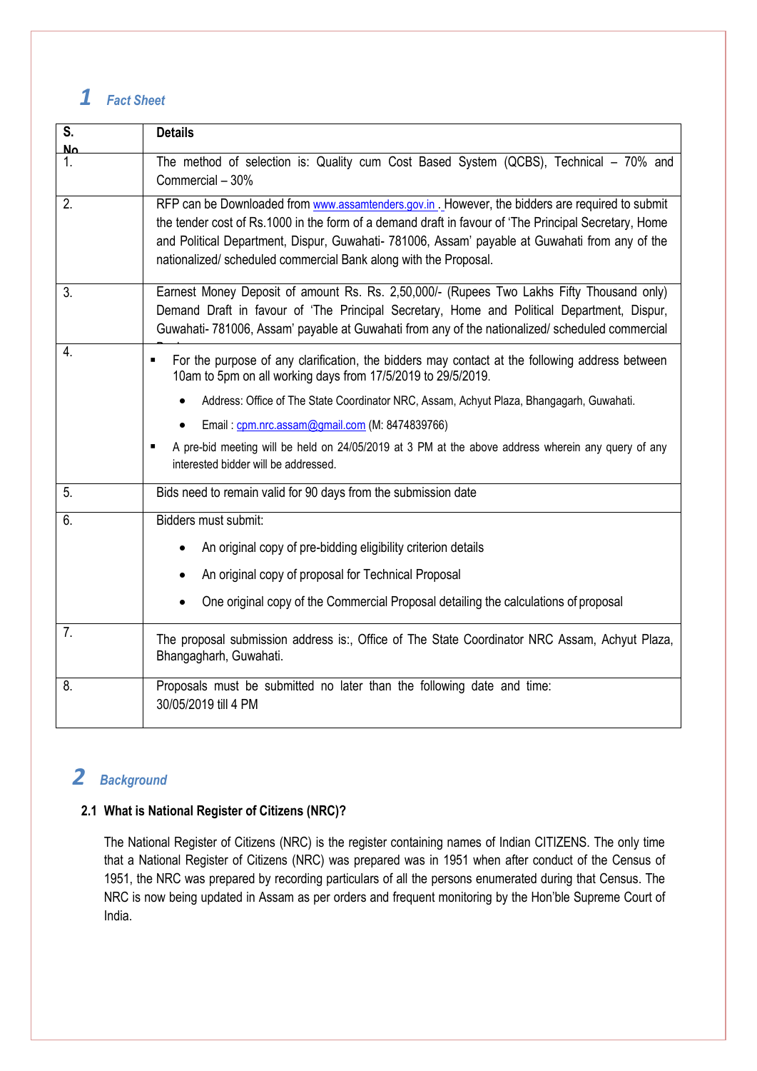# 1 Fact Sheet

| S. No. | Details |
|---|---|
| 1. | The method of selection is: Quality cum Cost Based System (QCBS), Technical – 70% and Commercial – 30% |
| 2. | RFP can be Downloaded from www.assamtenders.gov.in . However, the bidders are required to submit the tender cost of Rs.1000 in the form of a demand draft in favour of 'The Principal Secretary, Home and Political Department, Dispur, Guwahati- 781006, Assam' payable at Guwahati from any of the nationalized/ scheduled commercial Bank along with the Proposal. |
| 3. | Earnest Money Deposit of amount Rs. Rs. 2,50,000/- (Rupees Two Lakhs Fifty Thousand only) Demand Draft in favour of 'The Principal Secretary, Home and Political Department, Dispur, Guwahati- 781006, Assam' payable at Guwahati from any of the nationalized/ scheduled commercial Bank. |
| 4. | ▪ For the purpose of any clarification, the bidders may contact at the following address between 10am to 5pm on all working days from 17/5/2019 to 29/5/2019.<br>• Address: Office of The State Coordinator NRC, Assam, Achyut Plaza, Bhangagarh, Guwahati.<br>• Email : cpm.nrc.assam@gmail.com (M: 8474839766)<br>▪ A pre-bid meeting will be held on 24/05/2019 at 3 PM at the above address wherein any query of any interested bidder will be addressed. |
| 5. | Bids need to remain valid for 90 days from the submission date |
| 6. | Bidders must submit:<br>• An original copy of pre-bidding eligibility criterion details<br>• An original copy of proposal for Technical Proposal<br>• One original copy of the Commercial Proposal detailing the calculations of proposal |
| 7. | The proposal submission address is:, Office of The State Coordinator NRC Assam, Achyut Plaza, Bhangagharh, Guwahati. |
| 8. | Proposals must be submitted no later than the following date and time:<br>30/05/2019 till 4 PM |

# 2 Background

## 2.1 What is National Register of Citizens (NRC)?

The National Register of Citizens (NRC) is the register containing names of Indian CITIZENS. The only time that a National Register of Citizens (NRC) was prepared was in 1951 when after conduct of the Census of 1951, the NRC was prepared by recording particulars of all the persons enumerated during that Census. The NRC is now being updated in Assam as per orders and frequent monitoring by the Hon'ble Supreme Court of India.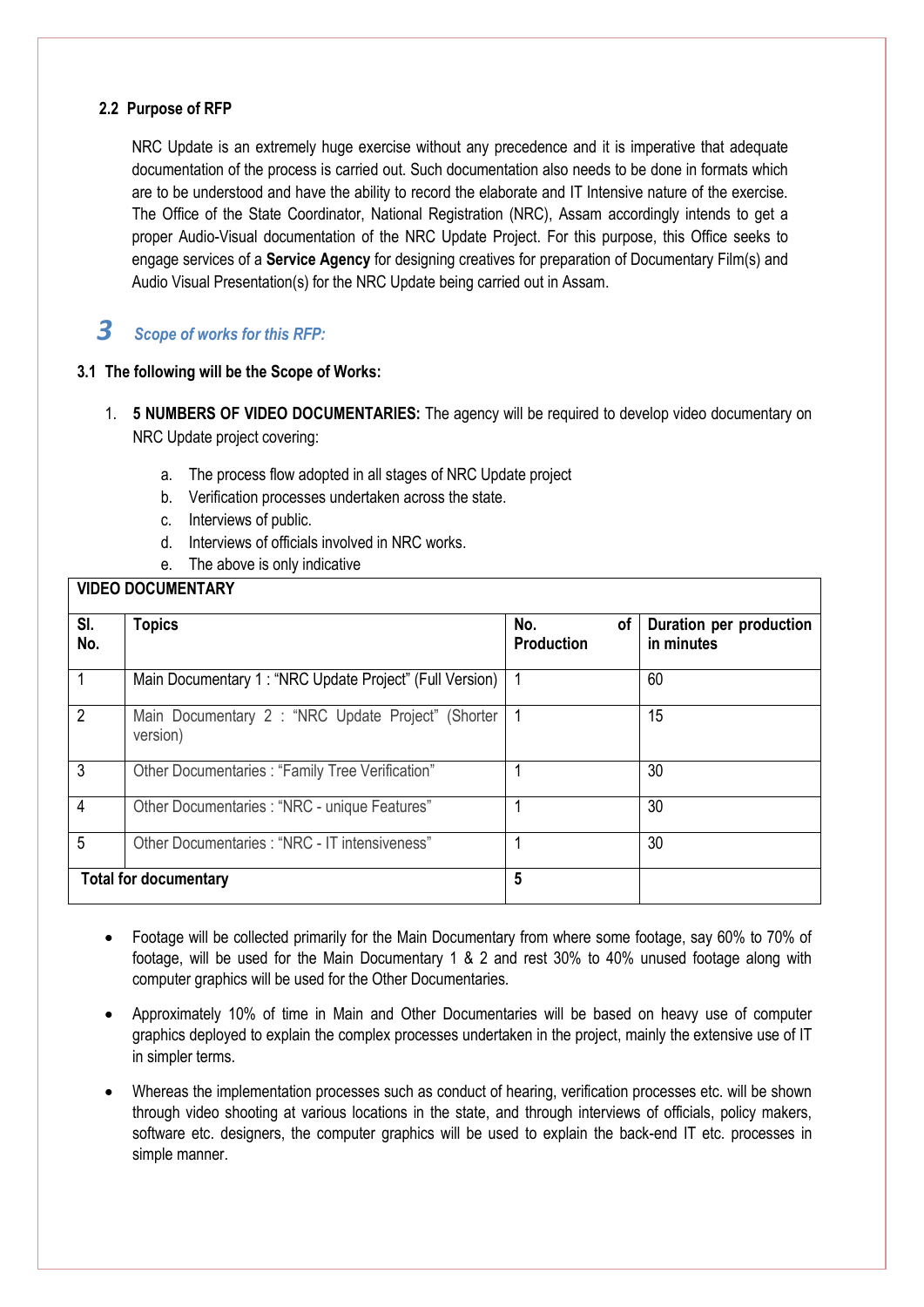### 2.2 Purpose of RFP

NRC Update is an extremely huge exercise without any precedence and it is imperative that adequate documentation of the process is carried out. Such documentation also needs to be done in formats which are to be understood and have the ability to record the elaborate and IT Intensive nature of the exercise. The Office of the State Coordinator, National Registration (NRC), Assam accordingly intends to get a proper Audio-Visual documentation of the NRC Update Project. For this purpose, this Office seeks to engage services of a **Service Agency** for designing creatives for preparation of Documentary Film(s) and Audio Visual Presentation(s) for the NRC Update being carried out in Assam.

# 3 *Scope of works for this RFP:*

### 3.1 The following will be the Scope of Works:

1. **5 NUMBERS OF VIDEO DOCUMENTARIES:** The agency will be required to develop video documentary on NRC Update project covering:

    a. The process flow adopted in all stages of NRC Update project
    b. Verification processes undertaken across the state.
    c. Interviews of public.
    d. Interviews of officials involved in NRC works.
    e. The above is only indicative

| **VIDEO DOCUMENTARY** | | | |
|---|---|---|---|
| **Sl. No.** | **Topics** | **No. of Production** | **Duration per production in minutes** |
| 1 | Main Documentary 1 : "NRC Update Project" (Full Version) | 1 | 60 |
| 2 | Main Documentary 2 : "NRC Update Project" (Shorter version) | 1 | 15 |
| 3 | Other Documentaries : "Family Tree Verification" | 1 | 30 |
| 4 | Other Documentaries : "NRC - unique Features" | 1 | 30 |
| 5 | Other Documentaries : "NRC - IT intensiveness" | 1 | 30 |
| **Total for documentary** | | **5** | |

- Footage will be collected primarily for the Main Documentary from where some footage, say 60% to 70% of footage, will be used for the Main Documentary 1 & 2 and rest 30% to 40% unused footage along with computer graphics will be used for the Other Documentaries.
- Approximately 10% of time in Main and Other Documentaries will be based on heavy use of computer graphics deployed to explain the complex processes undertaken in the project, mainly the extensive use of IT in simpler terms.
- Whereas the implementation processes such as conduct of hearing, verification processes etc. will be shown through video shooting at various locations in the state, and through interviews of officials, policy makers, software etc. designers, the computer graphics will be used to explain the back-end IT etc. processes in simple manner.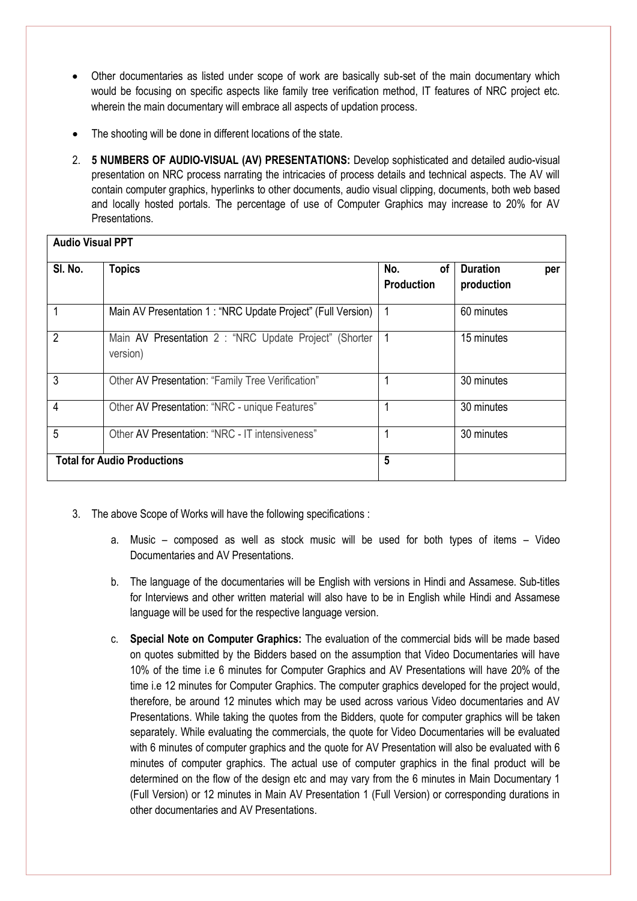- Other documentaries as listed under scope of work are basically sub-set of the main documentary which would be focusing on specific aspects like family tree verification method, IT features of NRC project etc. wherein the main documentary will embrace all aspects of updation process.
- The shooting will be done in different locations of the state.

2. **5 NUMBERS OF AUDIO-VISUAL (AV) PRESENTATIONS:** Develop sophisticated and detailed audio-visual presentation on NRC process narrating the intricacies of process details and technical aspects. The AV will contain computer graphics, hyperlinks to other documents, audio visual clipping, documents, both web based and locally hosted portals. The percentage of use of Computer Graphics may increase to 20% for AV Presentations.

| **Audio Visual PPT** | | | |
|---|---|---|---|
| **Sl. No.** | **Topics** | **No. of Production** | **Duration per production** |
| 1 | Main AV Presentation 1 : "NRC Update Project" (Full Version) | 1 | 60 minutes |
| 2 | Main AV Presentation 2 : "NRC Update Project" (Shorter version) | 1 | 15 minutes |
| 3 | Other AV Presentation: "Family Tree Verification" | 1 | 30 minutes |
| 4 | Other AV Presentation: "NRC - unique Features" | 1 | 30 minutes |
| 5 | Other AV Presentation: "NRC - IT intensiveness" | 1 | 30 minutes |
| **Total for Audio Productions** | | **5** | |

3. The above Scope of Works will have the following specifications :

   a. Music – composed as well as stock music will be used for both types of items – Video Documentaries and AV Presentations.

   b. The language of the documentaries will be English with versions in Hindi and Assamese. Sub-titles for Interviews and other written material will also have to be in English while Hindi and Assamese language will be used for the respective language version.

   c. **Special Note on Computer Graphics:** The evaluation of the commercial bids will be made based on quotes submitted by the Bidders based on the assumption that Video Documentaries will have 10% of the time i.e 6 minutes for Computer Graphics and AV Presentations will have 20% of the time i.e 12 minutes for Computer Graphics. The computer graphics developed for the project would, therefore, be around 12 minutes which may be used across various Video documentaries and AV Presentations. While taking the quotes from the Bidders, quote for computer graphics will be taken separately. While evaluating the commercials, the quote for Video Documentaries will be evaluated with 6 minutes of computer graphics and the quote for AV Presentation will also be evaluated with 6 minutes of computer graphics. The actual use of computer graphics in the final product will be determined on the flow of the design etc and may vary from the 6 minutes in Main Documentary 1 (Full Version) or 12 minutes in Main AV Presentation 1 (Full Version) or corresponding durations in other documentaries and AV Presentations.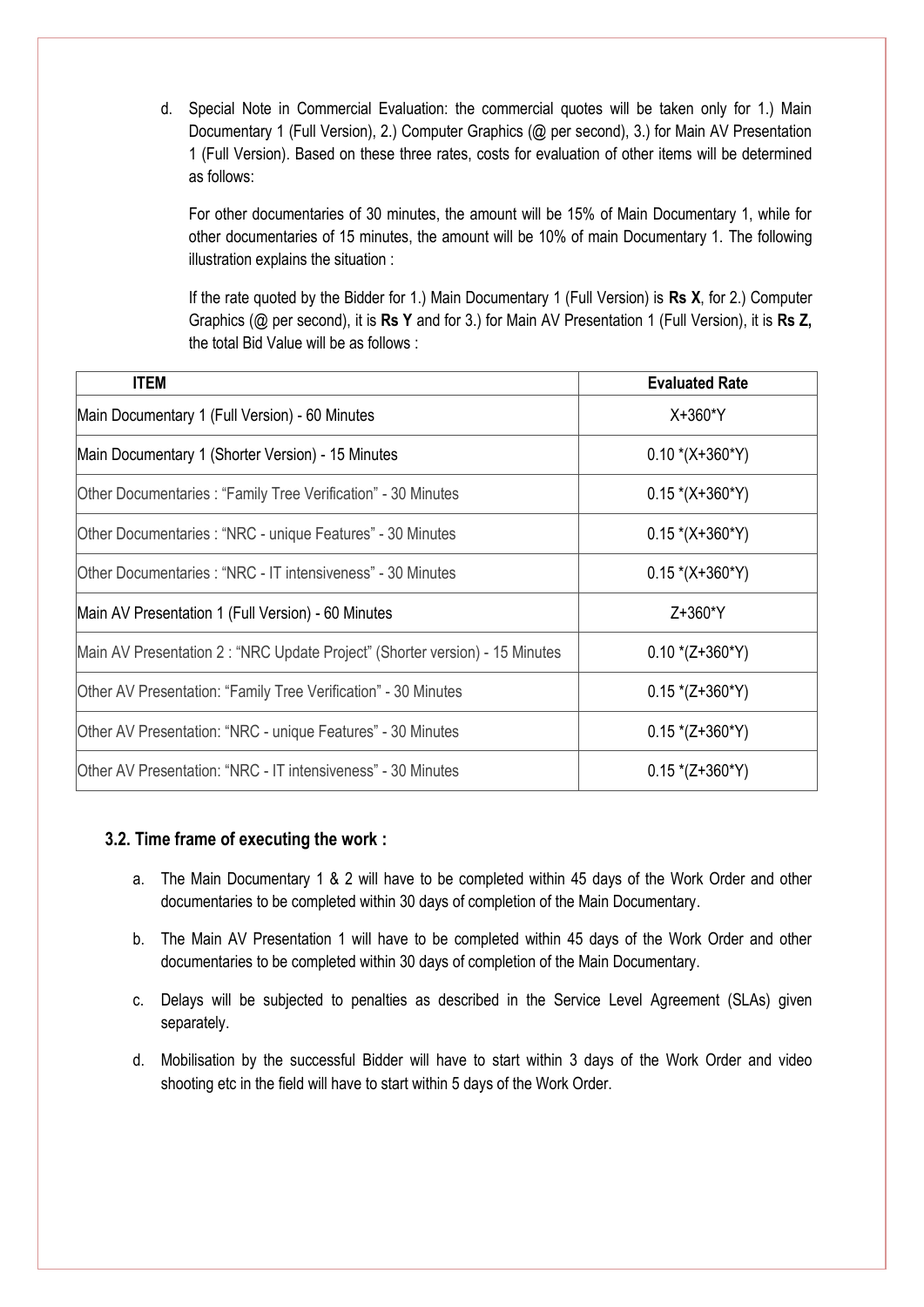d. Special Note in Commercial Evaluation: the commercial quotes will be taken only for 1.) Main Documentary 1 (Full Version), 2.) Computer Graphics (@ per second), 3.) for Main AV Presentation 1 (Full Version). Based on these three rates, costs for evaluation of other items will be determined as follows:

   For other documentaries of 30 minutes, the amount will be 15% of Main Documentary 1, while for other documentaries of 15 minutes, the amount will be 10% of main Documentary 1. The following illustration explains the situation :

   If the rate quoted by the Bidder for 1.) Main Documentary 1 (Full Version) is **Rs X**, for 2.) Computer Graphics (@ per second), it is **Rs Y** and for 3.) for Main AV Presentation 1 (Full Version), it is **Rs Z,** the total Bid Value will be as follows :

| ITEM | Evaluated Rate |
|---|---|
| Main Documentary 1 (Full Version) - 60 Minutes | X+360*Y |
| Main Documentary 1 (Shorter Version) - 15 Minutes | 0.10 *(X+360*Y) |
| Other Documentaries : "Family Tree Verification" - 30 Minutes | 0.15 *(X+360*Y) |
| Other Documentaries : "NRC - unique Features" - 30 Minutes | 0.15 *(X+360*Y) |
| Other Documentaries : "NRC - IT intensiveness" - 30 Minutes | 0.15 *(X+360*Y) |
| Main AV Presentation 1 (Full Version) - 60 Minutes | Z+360*Y |
| Main AV Presentation 2 : "NRC Update Project" (Shorter version) - 15 Minutes | 0.10 *(Z+360*Y) |
| Other AV Presentation: "Family Tree Verification" - 30 Minutes | 0.15 *(Z+360*Y) |
| Other AV Presentation: "NRC - unique Features" - 30 Minutes | 0.15 *(Z+360*Y) |
| Other AV Presentation: "NRC - IT intensiveness" - 30 Minutes | 0.15 *(Z+360*Y) |

### 3.2. Time frame of executing the work :

a. The Main Documentary 1 & 2 will have to be completed within 45 days of the Work Order and other documentaries to be completed within 30 days of completion of the Main Documentary.

b. The Main AV Presentation 1 will have to be completed within 45 days of the Work Order and other documentaries to be completed within 30 days of completion of the Main Documentary.

c. Delays will be subjected to penalties as described in the Service Level Agreement (SLAs) given separately.

d. Mobilisation by the successful Bidder will have to start within 3 days of the Work Order and video shooting etc in the field will have to start within 5 days of the Work Order.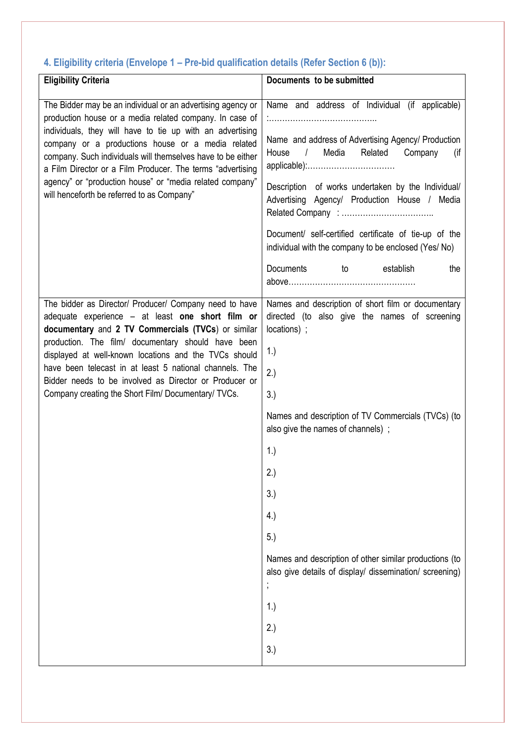### 4. Eligibility criteria (Envelope 1 – Pre-bid qualification details (Refer Section 6 (b)):

| Eligibility Criteria | Documents to be submitted |
|---|---|
| The Bidder may be an individual or an advertising agency or production house or a media related company. In case of individuals, they will have to tie up with an advertising company or a productions house or a media related company. Such individuals will themselves have to be either a Film Director or a Film Producer. The terms "advertising agency" or "production house" or "media related company" will henceforth be referred to as Company" | Name and address of Individual (if applicable) :…………………………………..<br><br>Name and address of Advertising Agency/ Production House / Media Related Company (if applicable):……………………………<br><br>Description of works undertaken by the Individual/ Advertising Agency/ Production House / Media Related Company : ……………………………..<br><br>Document/ self-certified certificate of tie-up of the individual with the company to be enclosed (Yes/ No)<br><br>Documents to establish the above………………………………………… |
| The bidder as Director/ Producer/ Company need to have adequate experience – at least **one short film or documentary** and **2 TV Commercials (TVCs**) or similar production. The film/ documentary should have been displayed at well-known locations and the TVCs should have been telecast in at least 5 national channels. The Bidder needs to be involved as Director or Producer or Company creating the Short Film/ Documentary/ TVCs. | Names and description of short film or documentary directed (to also give the names of screening locations) ;<br><br>1.)<br><br>2.)<br><br>3.)<br><br>Names and description of TV Commercials (TVCs) (to also give the names of channels) ;<br><br>1.)<br><br>2.)<br><br>3.)<br><br>4.)<br><br>5.)<br><br>Names and description of other similar productions (to also give details of display/ dissemination/ screening) ;<br><br>1.)<br><br>2.)<br><br>3.) |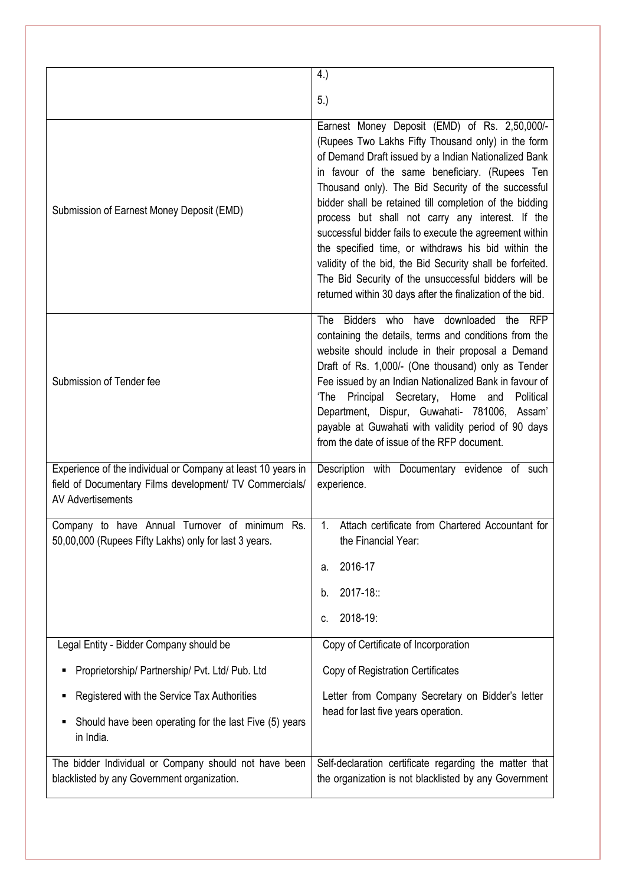| | |
|---|---|
| | 4.)<br><br>5.) |
| Submission of Earnest Money Deposit (EMD) | Earnest Money Deposit (EMD) of Rs. 2,50,000/- (Rupees Two Lakhs Fifty Thousand only) in the form of Demand Draft issued by a Indian Nationalized Bank in favour of the same beneficiary. (Rupees Ten Thousand only). The Bid Security of the successful bidder shall be retained till completion of the bidding process but shall not carry any interest. If the successful bidder fails to execute the agreement within the specified time, or withdraws his bid within the validity of the bid, the Bid Security shall be forfeited. The Bid Security of the unsuccessful bidders will be returned within 30 days after the finalization of the bid. |
| Submission of Tender fee | The Bidders who have downloaded the RFP containing the details, terms and conditions from the website should include in their proposal a Demand Draft of Rs. 1,000/- (One thousand) only as Tender Fee issued by an Indian Nationalized Bank in favour of 'The Principal Secretary, Home and Political Department, Dispur, Guwahati- 781006, Assam' payable at Guwahati with validity period of 90 days from the date of issue of the RFP document. |
| Experience of the individual or Company at least 10 years in field of Documentary Films development/ TV Commercials/ AV Advertisements | Description with Documentary evidence of such experience. |
| Company to have Annual Turnover of minimum Rs. 50,00,000 (Rupees Fifty Lakhs) only for last 3 years. | 1. Attach certificate from Chartered Accountant for the Financial Year:<br><br>a. 2016-17<br><br>b. 2017-18::<br><br>c. 2018-19: |
| Legal Entity - Bidder Company should be<br><br>▪ Proprietorship/ Partnership/ Pvt. Ltd/ Pub. Ltd<br><br>▪ Registered with the Service Tax Authorities<br><br>▪ Should have been operating for the last Five (5) years in India. | Copy of Certificate of Incorporation<br><br>Copy of Registration Certificates<br><br>Letter from Company Secretary on Bidder's letter head for last five years operation. |
| The bidder Individual or Company should not have been blacklisted by any Government organization. | Self-declaration certificate regarding the matter that the organization is not blacklisted by any Government |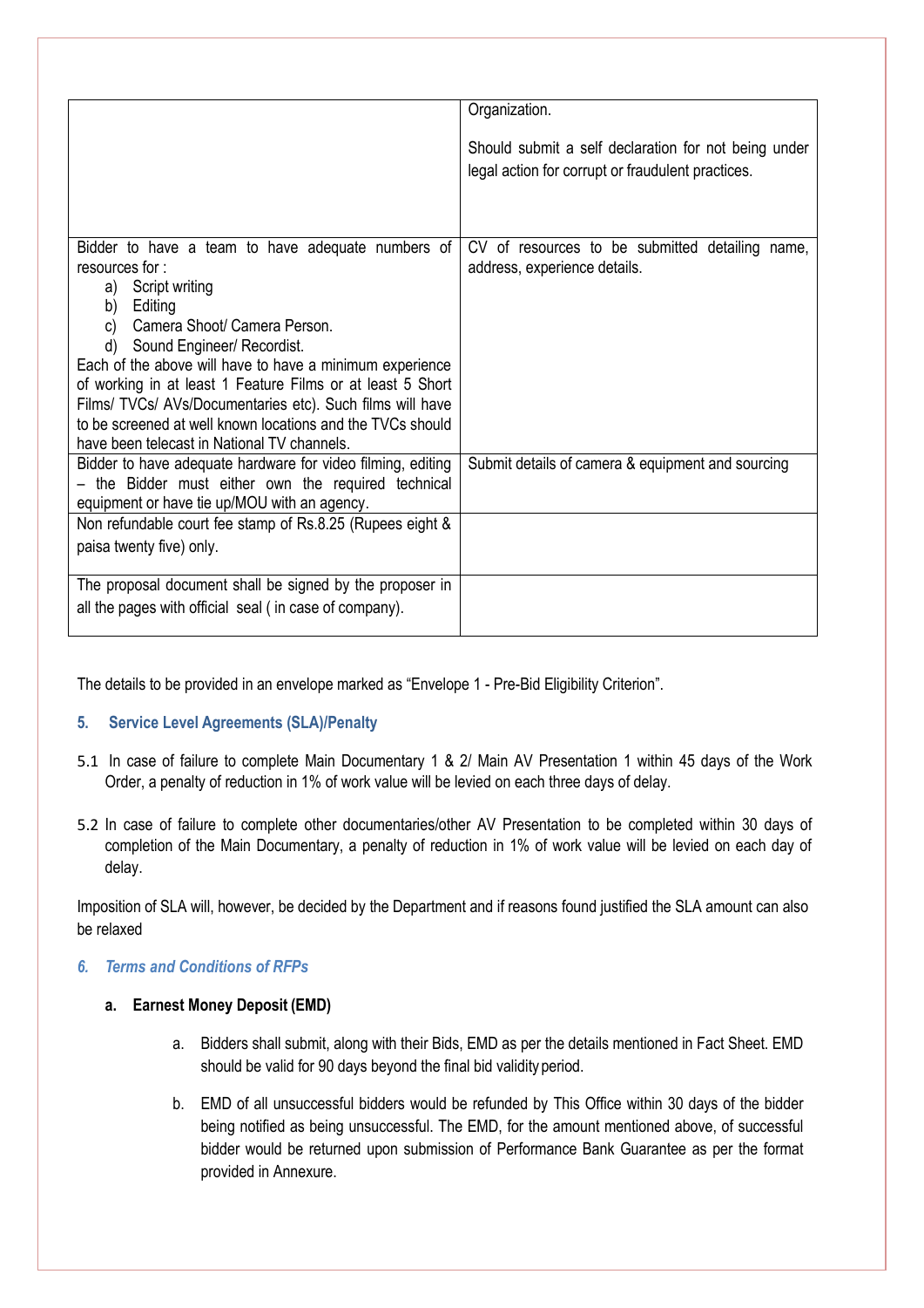| | |
|---|---|
| | Organization.<br><br>Should submit a self declaration for not being under legal action for corrupt or fraudulent practices. |
| Bidder to have a team to have adequate numbers of resources for :<br>a) Script writing<br>b) Editing<br>c) Camera Shoot/ Camera Person.<br>d) Sound Engineer/ Recordist.<br>Each of the above will have to have a minimum experience of working in at least 1 Feature Films or at least 5 Short Films/ TVCs/ AVs/Documentaries etc). Such films will have to be screened at well known locations and the TVCs should have been telecast in National TV channels. | CV of resources to be submitted detailing name, address, experience details. |
| Bidder to have adequate hardware for video filming, editing – the Bidder must either own the required technical equipment or have tie up/MOU with an agency. | Submit details of camera & equipment and sourcing |
| Non refundable court fee stamp of Rs.8.25 (Rupees eight & paisa twenty five) only. | |
| The proposal document shall be signed by the proposer in all the pages with official seal ( in case of company). | |

The details to be provided in an envelope marked as "Envelope 1 - Pre-Bid Eligibility Criterion".

## 5. Service Level Agreements (SLA)/Penalty

5.1 In case of failure to complete Main Documentary 1 & 2/ Main AV Presentation 1 within 45 days of the Work Order, a penalty of reduction in 1% of work value will be levied on each three days of delay.

5.2 In case of failure to complete other documentaries/other AV Presentation to be completed within 30 days of completion of the Main Documentary, a penalty of reduction in 1% of work value will be levied on each day of delay.

Imposition of SLA will, however, be decided by the Department and if reasons found justified the SLA amount can also be relaxed

## *6. Terms and Conditions of RFPs*

### a. Earnest Money Deposit (EMD)

a. Bidders shall submit, along with their Bids, EMD as per the details mentioned in Fact Sheet. EMD should be valid for 90 days beyond the final bid validity period.

b. EMD of all unsuccessful bidders would be refunded by This Office within 30 days of the bidder being notified as being unsuccessful. The EMD, for the amount mentioned above, of successful bidder would be returned upon submission of Performance Bank Guarantee as per the format provided in Annexure.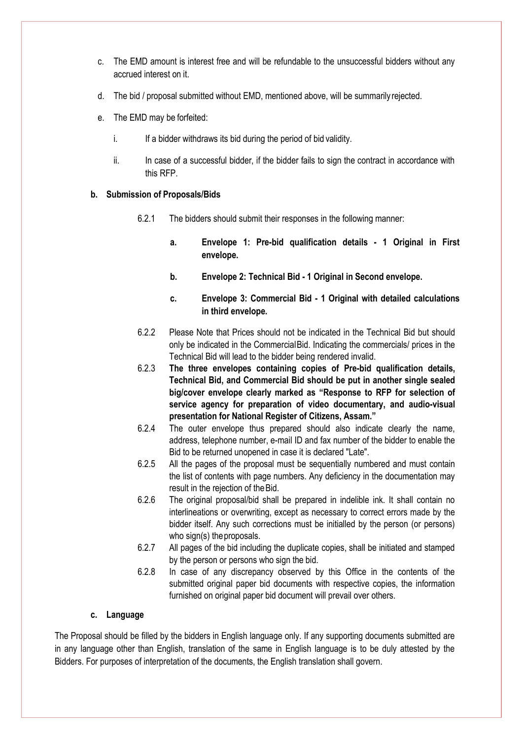c. The EMD amount is interest free and will be refundable to the unsuccessful bidders without any accrued interest on it.

d. The bid / proposal submitted without EMD, mentioned above, will be summarily rejected.

e. The EMD may be forfeited:

   i. If a bidder withdraws its bid during the period of bid validity.

   ii. In case of a successful bidder, if the bidder fails to sign the contract in accordance with this RFP.

**b. Submission of Proposals/Bids**

6.2.1 The bidders should submit their responses in the following manner:

**a. Envelope 1: Pre-bid qualification details - 1 Original in First envelope.**

**b. Envelope 2: Technical Bid - 1 Original in Second envelope.**

**c. Envelope 3: Commercial Bid - 1 Original with detailed calculations in third envelope.**

6.2.2 Please Note that Prices should not be indicated in the Technical Bid but should only be indicated in the Commercial Bid. Indicating the commercials/ prices in the Technical Bid will lead to the bidder being rendered invalid.

6.2.3 **The three envelopes containing copies of Pre-bid qualification details, Technical Bid, and Commercial Bid should be put in another single sealed big/cover envelope clearly marked as "Response to RFP for selection of service agency for preparation of video documentary, and audio-visual presentation for National Register of Citizens, Assam."**

6.2.4 The outer envelope thus prepared should also indicate clearly the name, address, telephone number, e-mail ID and fax number of the bidder to enable the Bid to be returned unopened in case it is declared "Late".

6.2.5 All the pages of the proposal must be sequentially numbered and must contain the list of contents with page numbers. Any deficiency in the documentation may result in the rejection of the Bid.

6.2.6 The original proposal/bid shall be prepared in indelible ink. It shall contain no interlineations or overwriting, except as necessary to correct errors made by the bidder itself. Any such corrections must be initialled by the person (or persons) who sign(s) the proposals.

6.2.7 All pages of the bid including the duplicate copies, shall be initiated and stamped by the person or persons who sign the bid.

6.2.8 In case of any discrepancy observed by this Office in the contents of the submitted original paper bid documents with respective copies, the information furnished on original paper bid document will prevail over others.

**c. Language**

The Proposal should be filled by the bidders in English language only. If any supporting documents submitted are in any language other than English, translation of the same in English language is to be duly attested by the Bidders. For purposes of interpretation of the documents, the English translation shall govern.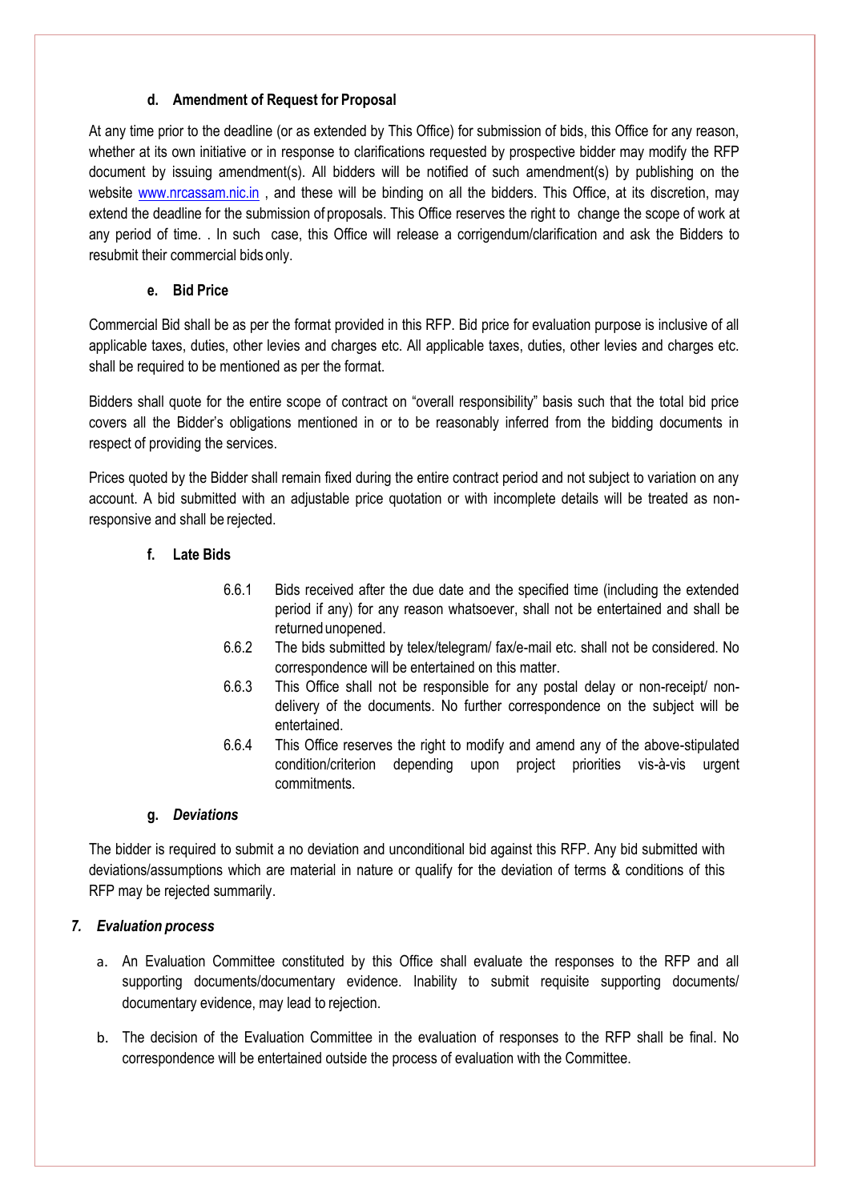#### d. Amendment of Request for Proposal

At any time prior to the deadline (or as extended by This Office) for submission of bids, this Office for any reason, whether at its own initiative or in response to clarifications requested by prospective bidder may modify the RFP document by issuing amendment(s). All bidders will be notified of such amendment(s) by publishing on the website www.nrcassam.nic.in , and these will be binding on all the bidders. This Office, at its discretion, may extend the deadline for the submission of proposals. This Office reserves the right to change the scope of work at any period of time. . In such case, this Office will release a corrigendum/clarification and ask the Bidders to resubmit their commercial bids only.

#### e. Bid Price

Commercial Bid shall be as per the format provided in this RFP. Bid price for evaluation purpose is inclusive of all applicable taxes, duties, other levies and charges etc. All applicable taxes, duties, other levies and charges etc. shall be required to be mentioned as per the format.

Bidders shall quote for the entire scope of contract on "overall responsibility" basis such that the total bid price covers all the Bidder's obligations mentioned in or to be reasonably inferred from the bidding documents in respect of providing the services.

Prices quoted by the Bidder shall remain fixed during the entire contract period and not subject to variation on any account. A bid submitted with an adjustable price quotation or with incomplete details will be treated as non-responsive and shall be rejected.

#### f. Late Bids

6.6.1 Bids received after the due date and the specified time (including the extended period if any) for any reason whatsoever, shall not be entertained and shall be returned unopened.

6.6.2 The bids submitted by telex/telegram/ fax/e-mail etc. shall not be considered. No correspondence will be entertained on this matter.

6.6.3 This Office shall not be responsible for any postal delay or non-receipt/ non-delivery of the documents. No further correspondence on the subject will be entertained.

6.6.4 This Office reserves the right to modify and amend any of the above-stipulated condition/criterion depending upon project priorities vis-à-vis urgent commitments.

#### g. *Deviations*

The bidder is required to submit a no deviation and unconditional bid against this RFP. Any bid submitted with deviations/assumptions which are material in nature or qualify for the deviation of terms & conditions of this RFP may be rejected summarily.

### *7. Evaluation process*

a. An Evaluation Committee constituted by this Office shall evaluate the responses to the RFP and all supporting documents/documentary evidence. Inability to submit requisite supporting documents/ documentary evidence, may lead to rejection.

b. The decision of the Evaluation Committee in the evaluation of responses to the RFP shall be final. No correspondence will be entertained outside the process of evaluation with the Committee.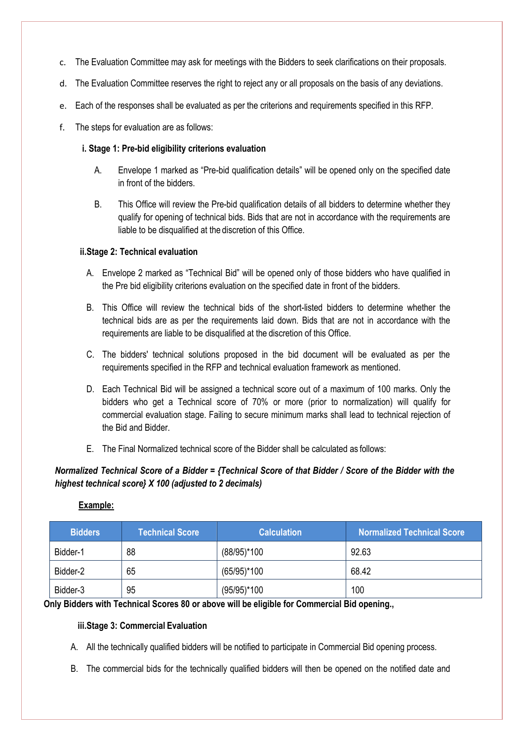c. The Evaluation Committee may ask for meetings with the Bidders to seek clarifications on their proposals.

d. The Evaluation Committee reserves the right to reject any or all proposals on the basis of any deviations.

e. Each of the responses shall be evaluated as per the criterions and requirements specified in this RFP.

f. The steps for evaluation are as follows:

**i. Stage 1: Pre-bid eligibility criterions evaluation**

A. Envelope 1 marked as "Pre-bid qualification details" will be opened only on the specified date in front of the bidders.

B. This Office will review the Pre-bid qualification details of all bidders to determine whether they qualify for opening of technical bids. Bids that are not in accordance with the requirements are liable to be disqualified at the discretion of this Office.

**ii.Stage 2: Technical evaluation**

A. Envelope 2 marked as "Technical Bid" will be opened only of those bidders who have qualified in the Pre bid eligibility criterions evaluation on the specified date in front of the bidders.

B. This Office will review the technical bids of the short-listed bidders to determine whether the technical bids are as per the requirements laid down. Bids that are not in accordance with the requirements are liable to be disqualified at the discretion of this Office.

C. The bidders' technical solutions proposed in the bid document will be evaluated as per the requirements specified in the RFP and technical evaluation framework as mentioned.

D. Each Technical Bid will be assigned a technical score out of a maximum of 100 marks. Only the bidders who get a Technical score of 70% or more (prior to normalization) will qualify for commercial evaluation stage. Failing to secure minimum marks shall lead to technical rejection of the Bid and Bidder.

E. The Final Normalized technical score of the Bidder shall be calculated as follows:

***Normalized Technical Score of a Bidder = {Technical Score of that Bidder / Score of the Bidder with the highest technical score} X 100 (adjusted to 2 decimals)***

**Example:**

| Bidders | Technical Score | Calculation | Normalized Technical Score |
|---|---|---|---|
| Bidder-1 | 88 | (88/95)*100 | 92.63 |
| Bidder-2 | 65 | (65/95)*100 | 68.42 |
| Bidder-3 | 95 | (95/95)*100 | 100 |

**Only Bidders with Technical Scores 80 or above will be eligible for Commercial Bid opening.,**

**iii.Stage 3: Commercial Evaluation**

A. All the technically qualified bidders will be notified to participate in Commercial Bid opening process.

B. The commercial bids for the technically qualified bidders will then be opened on the notified date and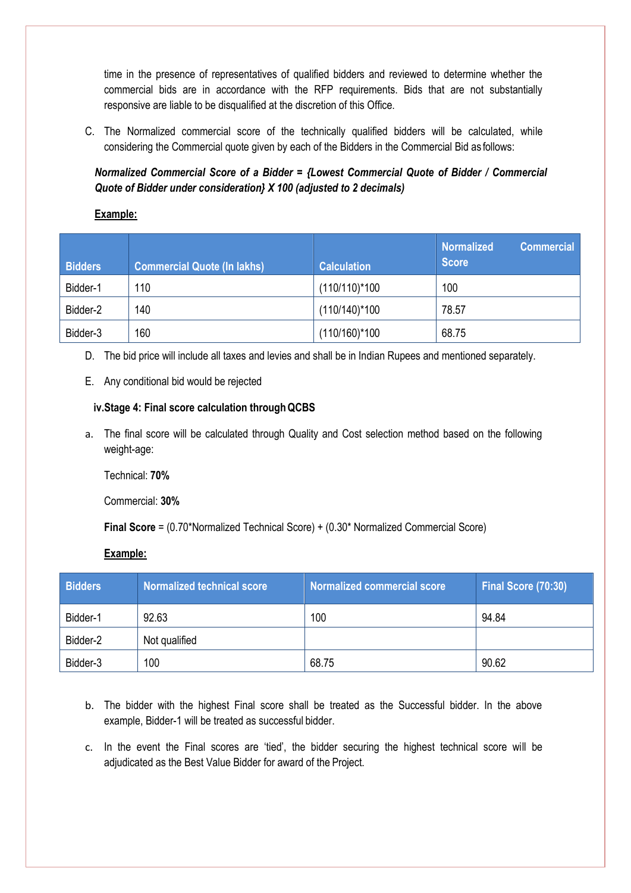time in the presence of representatives of qualified bidders and reviewed to determine whether the commercial bids are in accordance with the RFP requirements. Bids that are not substantially responsive are liable to be disqualified at the discretion of this Office.

C. The Normalized commercial score of the technically qualified bidders will be calculated, while considering the Commercial quote given by each of the Bidders in the Commercial Bid as follows:

***Normalized Commercial Score of a Bidder = {Lowest Commercial Quote of Bidder / Commercial Quote of Bidder under consideration} X 100 (adjusted to 2 decimals)***

**Example:**

| Bidders | Commercial Quote (In lakhs) | Calculation | Normalized Commercial Score |
|---|---|---|---|
| Bidder-1 | 110 | (110/110)*100 | 100 |
| Bidder-2 | 140 | (110/140)*100 | 78.57 |
| Bidder-3 | 160 | (110/160)*100 | 68.75 |

D. The bid price will include all taxes and levies and shall be in Indian Rupees and mentioned separately.

E. Any conditional bid would be rejected

**iv. Stage 4: Final score calculation through QCBS**

a. The final score will be calculated through Quality and Cost selection method based on the following weight-age:

Technical: **70%**

Commercial: **30%**

**Final Score** = (0.70*Normalized Technical Score) + (0.30* Normalized Commercial Score)

**Example:**

| Bidders | Normalized technical score | Normalized commercial score | Final Score (70:30) |
|---|---|---|---|
| Bidder-1 | 92.63 | 100 | 94.84 |
| Bidder-2 | Not qualified | | |
| Bidder-3 | 100 | 68.75 | 90.62 |

b. The bidder with the highest Final score shall be treated as the Successful bidder. In the above example, Bidder-1 will be treated as successful bidder.

c. In the event the Final scores are 'tied', the bidder securing the highest technical score will be adjudicated as the Best Value Bidder for award of the Project.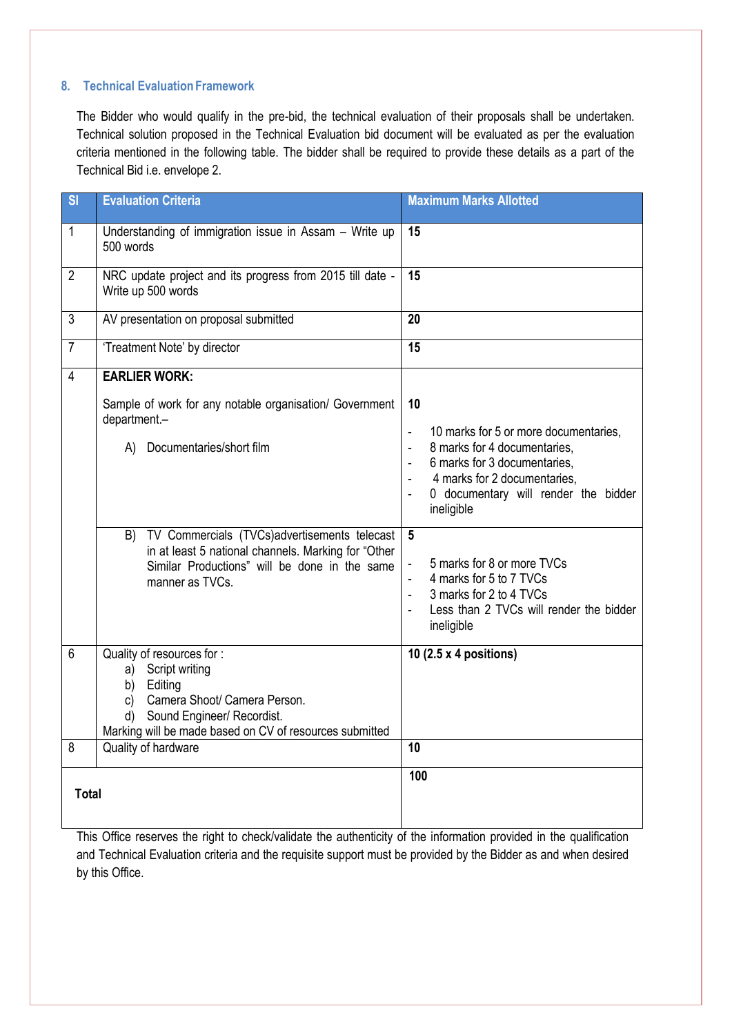## 8. Technical Evaluation Framework

The Bidder who would qualify in the pre-bid, the technical evaluation of their proposals shall be undertaken. Technical solution proposed in the Technical Evaluation bid document will be evaluated as per the evaluation criteria mentioned in the following table. The bidder shall be required to provide these details as a part of the Technical Bid i.e. envelope 2.

| Sl | Evaluation Criteria | Maximum Marks Allotted |
|---|---|---|
| 1 | Understanding of immigration issue in Assam – Write up 500 words | **15** |
| 2 | NRC update project and its progress from 2015 till date - Write up 500 words | **15** |
| 3 | AV presentation on proposal submitted | **20** |
| 7 | 'Treatment Note' by director | **15** |
| 4 | **EARLIER WORK:**<br><br>Sample of work for any notable organisation/ Government department.–<br><br>A) Documentaries/short film | **10**<br><br>- 10 marks for 5 or more documentaries,<br>- 8 marks for 4 documentaries,<br>- 6 marks for 3 documentaries,<br>- 4 marks for 2 documentaries,<br>- 0 documentary will render the bidder ineligible |
| | B) TV Commercials (TVCs)advertisements telecast in at least 5 national channels. Marking for "Other Similar Productions" will be done in the same manner as TVCs. | **5**<br><br>- 5 marks for 8 or more TVCs<br>- 4 marks for 5 to 7 TVCs<br>- 3 marks for 2 to 4 TVCs<br>- Less than 2 TVCs will render the bidder ineligible |
| 6 | Quality of resources for :<br>a) Script writing<br>b) Editing<br>c) Camera Shoot/ Camera Person.<br>d) Sound Engineer/ Recordist.<br>Marking will be made based on CV of resources submitted | **10 (2.5 x 4 positions)** |
| 8 | Quality of hardware | **10** |
| **Total** | | **100** |

This Office reserves the right to check/validate the authenticity of the information provided in the qualification and Technical Evaluation criteria and the requisite support must be provided by the Bidder as and when desired by this Office.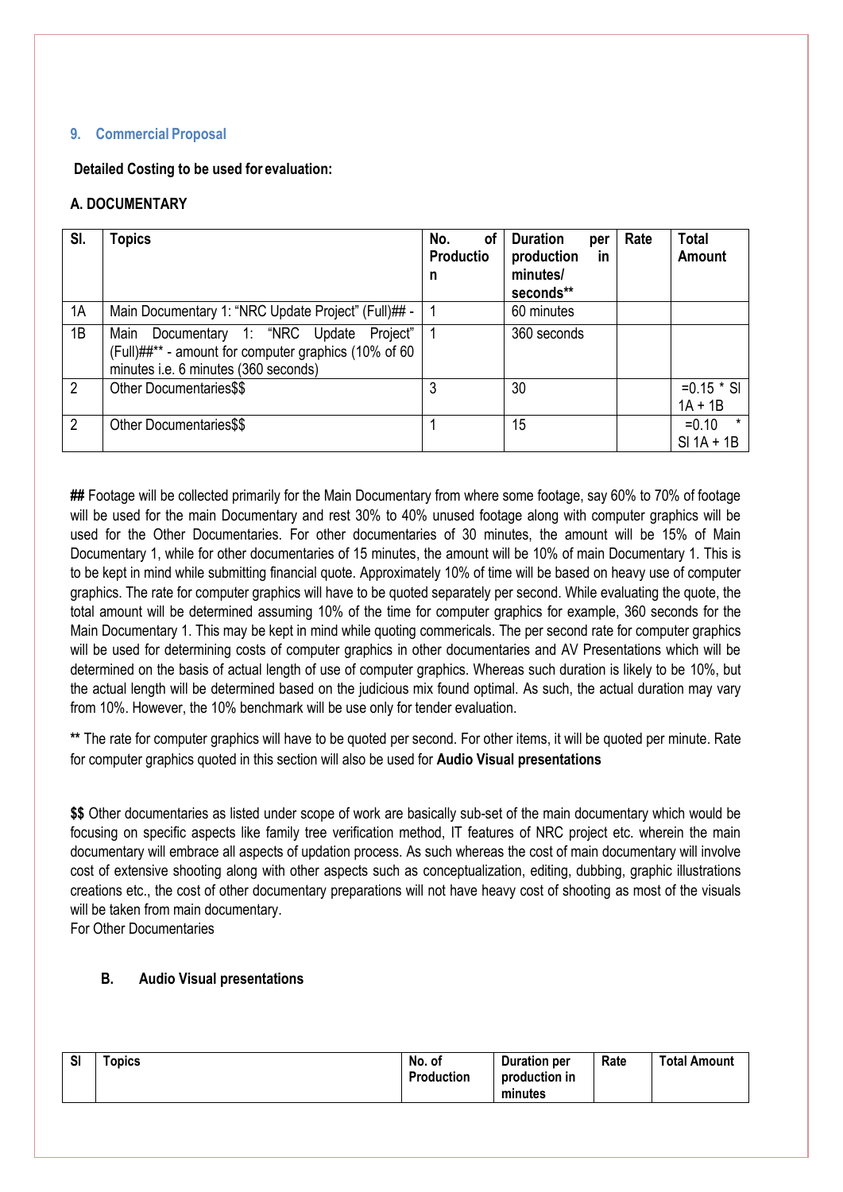## 9. Commercial Proposal

**Detailed Costing to be used for evaluation:**

**A. DOCUMENTARY**

| Sl. | Topics | No. of Production | Duration per production in minutes/ seconds** | Rate | Total Amount |
|---|---|---|---|---|---|
| 1A | Main Documentary 1: "NRC Update Project" (Full)## - | 1 | 60 minutes | | |
| 1B | Main Documentary 1: "NRC Update Project" (Full)##** - amount for computer graphics (10% of 60 minutes i.e. 6 minutes (360 seconds) | 1 | 360 seconds | | |
| 2 | Other Documentaries$$ | 3 | 30 | | =0.15 * Sl 1A + 1B |
| 2 | Other Documentaries$$ | 1 | 15 | | =0.10 * Sl 1A + 1B |

**##** Footage will be collected primarily for the Main Documentary from where some footage, say 60% to 70% of footage will be used for the main Documentary and rest 30% to 40% unused footage along with computer graphics will be used for the Other Documentaries. For other documentaries of 30 minutes, the amount will be 15% of Main Documentary 1, while for other documentaries of 15 minutes, the amount will be 10% of main Documentary 1. This is to be kept in mind while submitting financial quote. Approximately 10% of time will be based on heavy use of computer graphics. The rate for computer graphics will have to be quoted separately per second. While evaluating the quote, the total amount will be determined assuming 10% of the time for computer graphics for example, 360 seconds for the Main Documentary 1. This may be kept in mind while quoting commericals. The per second rate for computer graphics will be used for determining costs of computer graphics in other documentaries and AV Presentations which will be determined on the basis of actual length of use of computer graphics. Whereas such duration is likely to be 10%, but the actual length will be determined based on the judicious mix found optimal. As such, the actual duration may vary from 10%. However, the 10% benchmark will be use only for tender evaluation.

**\*\*** The rate for computer graphics will have to be quoted per second. For other items, it will be quoted per minute. Rate for computer graphics quoted in this section will also be used for **Audio Visual presentations**

**$$** Other documentaries as listed under scope of work are basically sub-set of the main documentary which would be focusing on specific aspects like family tree verification method, IT features of NRC project etc. wherein the main documentary will embrace all aspects of updation process. As such whereas the cost of main documentary will involve cost of extensive shooting along with other aspects such as conceptualization, editing, dubbing, graphic illustrations creations etc., the cost of other documentary preparations will not have heavy cost of shooting as most of the visuals will be taken from main documentary.
For Other Documentaries

**B. Audio Visual presentations**

| Sl | Topics | No. of Production | Duration per production in minutes | Rate | Total Amount |
|---|---|---|---|---|---|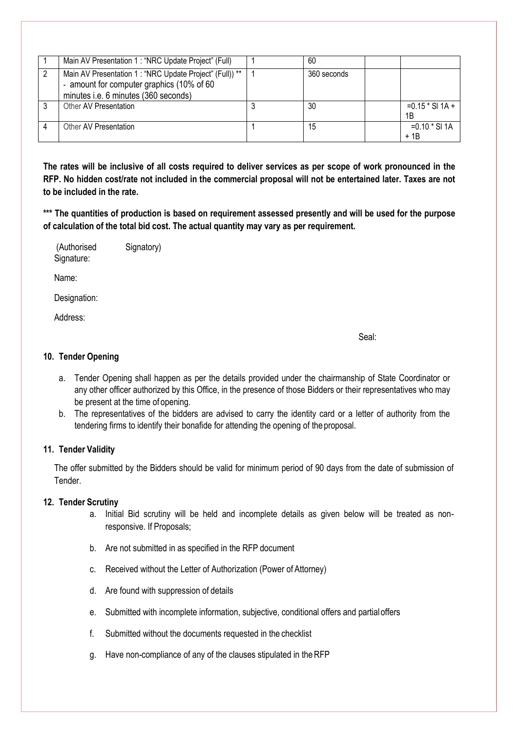| | | | | | |
|---|---|---|---|---|---|
| 1 | Main AV Presentation 1 : "NRC Update Project" (Full) | 1 | 60 | | |
| 2 | Main AV Presentation 1 : "NRC Update Project" (Full)) ** - amount for computer graphics (10% of 60 minutes i.e. 6 minutes (360 seconds) | 1 | 360 seconds | | |
| 3 | Other AV Presentation | 3 | 30 | | =0.15 * Sl 1A + 1B |
| 4 | Other AV Presentation | 1 | 15 | | =0.10 * Sl 1A + 1B |

**The rates will be inclusive of all costs required to deliver services as per scope of work pronounced in the RFP. No hidden cost/rate not included in the commercial proposal will not be entertained later. Taxes are not to be included in the rate.**

**\*\*\* The quantities of production is based on requirement assessed presently and will be used for the purpose of calculation of the total bid cost. The actual quantity may vary as per requirement.**

(Authorised Signatory)
Signature:

Name:

Designation:

Address:

Seal:

### 10. Tender Opening

a. Tender Opening shall happen as per the details provided under the chairmanship of State Coordinator or any other officer authorized by this Office, in the presence of those Bidders or their representatives who may be present at the time of opening.
b. The representatives of the bidders are advised to carry the identity card or a letter of authority from the tendering firms to identify their bonafide for attending the opening of the proposal.

### 11. Tender Validity

The offer submitted by the Bidders should be valid for minimum period of 90 days from the date of submission of Tender.

### 12. Tender Scrutiny

a. Initial Bid scrutiny will be held and incomplete details as given below will be treated as non-responsive. If Proposals;
b. Are not submitted in as specified in the RFP document
c. Received without the Letter of Authorization (Power of Attorney)
d. Are found with suppression of details
e. Submitted with incomplete information, subjective, conditional offers and partial offers
f. Submitted without the documents requested in the checklist
g. Have non-compliance of any of the clauses stipulated in the RFP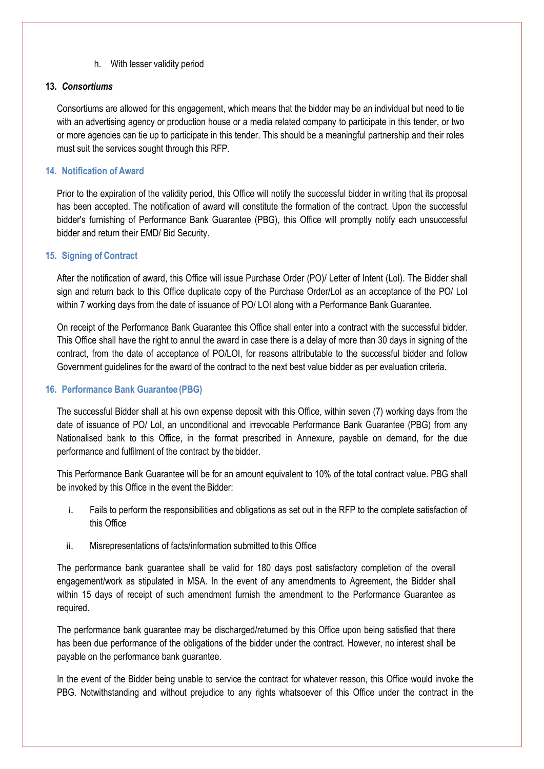h. With lesser validity period

### 13. *Consortiums*

Consortiums are allowed for this engagement, which means that the bidder may be an individual but need to tie with an advertising agency or production house or a media related company to participate in this tender, or two or more agencies can tie up to participate in this tender. This should be a meaningful partnership and their roles must suit the services sought through this RFP.

### 14. Notification of Award

Prior to the expiration of the validity period, this Office will notify the successful bidder in writing that its proposal has been accepted. The notification of award will constitute the formation of the contract. Upon the successful bidder's furnishing of Performance Bank Guarantee (PBG), this Office will promptly notify each unsuccessful bidder and return their EMD/ Bid Security.

### 15. Signing of Contract

After the notification of award, this Office will issue Purchase Order (PO)/ Letter of Intent (LoI). The Bidder shall sign and return back to this Office duplicate copy of the Purchase Order/LoI as an acceptance of the PO/ LoI within 7 working days from the date of issuance of PO/ LOI along with a Performance Bank Guarantee.

On receipt of the Performance Bank Guarantee this Office shall enter into a contract with the successful bidder. This Office shall have the right to annul the award in case there is a delay of more than 30 days in signing of the contract, from the date of acceptance of PO/LOI, for reasons attributable to the successful bidder and follow Government guidelines for the award of the contract to the next best value bidder as per evaluation criteria.

### 16. Performance Bank Guarantee (PBG)

The successful Bidder shall at his own expense deposit with this Office, within seven (7) working days from the date of issuance of PO/ LoI, an unconditional and irrevocable Performance Bank Guarantee (PBG) from any Nationalised bank to this Office, in the format prescribed in Annexure, payable on demand, for the due performance and fulfilment of the contract by the bidder.

This Performance Bank Guarantee will be for an amount equivalent to 10% of the total contract value. PBG shall be invoked by this Office in the event the Bidder:

i. Fails to perform the responsibilities and obligations as set out in the RFP to the complete satisfaction of this Office

ii. Misrepresentations of facts/information submitted to this Office

The performance bank guarantee shall be valid for 180 days post satisfactory completion of the overall engagement/work as stipulated in MSA. In the event of any amendments to Agreement, the Bidder shall within 15 days of receipt of such amendment furnish the amendment to the Performance Guarantee as required.

The performance bank guarantee may be discharged/returned by this Office upon being satisfied that there has been due performance of the obligations of the bidder under the contract. However, no interest shall be payable on the performance bank guarantee.

In the event of the Bidder being unable to service the contract for whatever reason, this Office would invoke the PBG. Notwithstanding and without prejudice to any rights whatsoever of this Office under the contract in the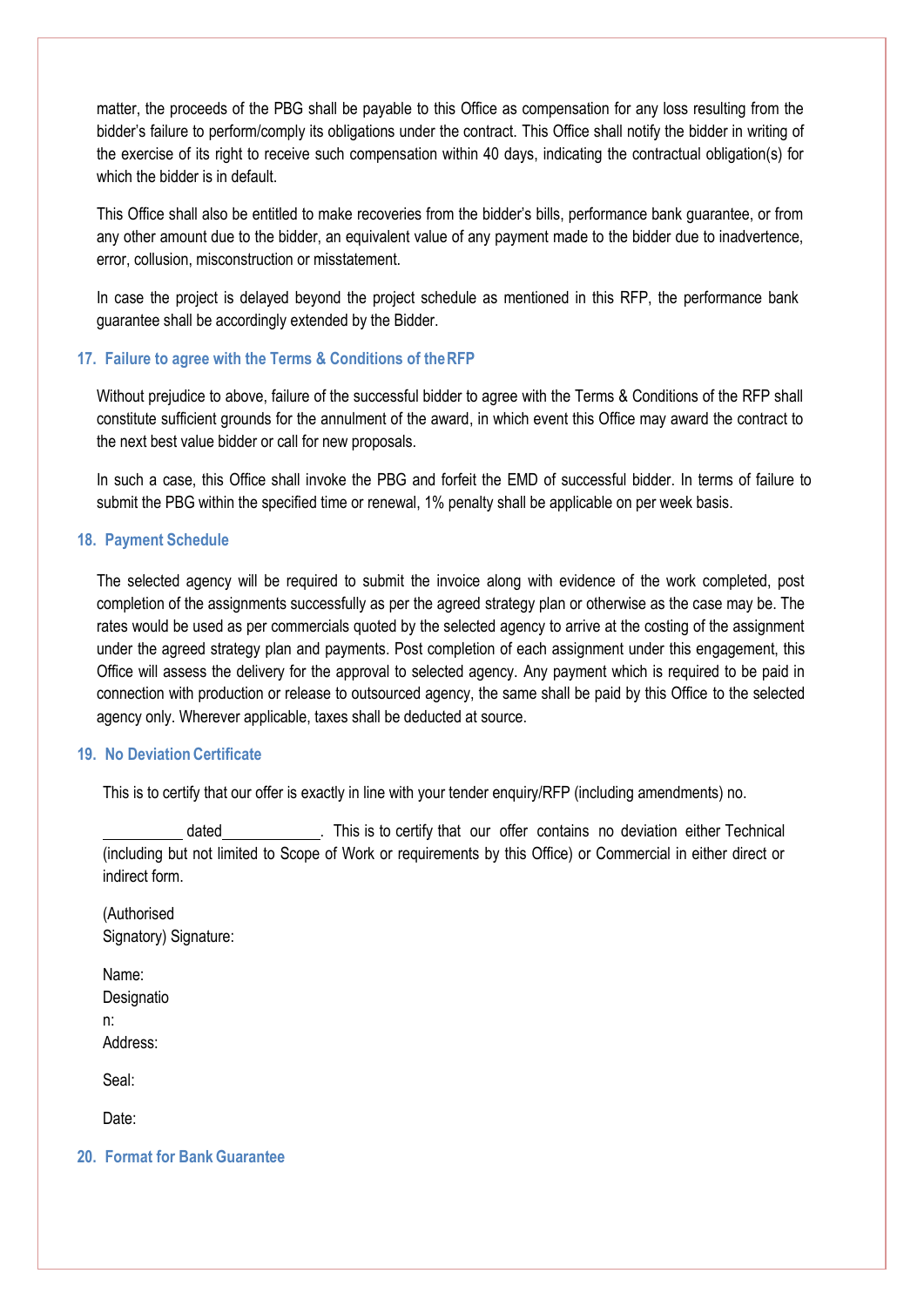matter, the proceeds of the PBG shall be payable to this Office as compensation for any loss resulting from the bidder's failure to perform/comply its obligations under the contract. This Office shall notify the bidder in writing of the exercise of its right to receive such compensation within 40 days, indicating the contractual obligation(s) for which the bidder is in default.

This Office shall also be entitled to make recoveries from the bidder's bills, performance bank guarantee, or from any other amount due to the bidder, an equivalent value of any payment made to the bidder due to inadvertence, error, collusion, misconstruction or misstatement.

In case the project is delayed beyond the project schedule as mentioned in this RFP, the performance bank guarantee shall be accordingly extended by the Bidder.

### 17. Failure to agree with the Terms & Conditions of the RFP

Without prejudice to above, failure of the successful bidder to agree with the Terms & Conditions of the RFP shall constitute sufficient grounds for the annulment of the award, in which event this Office may award the contract to the next best value bidder or call for new proposals.

In such a case, this Office shall invoke the PBG and forfeit the EMD of successful bidder. In terms of failure to submit the PBG within the specified time or renewal, 1% penalty shall be applicable on per week basis.

### 18. Payment Schedule

The selected agency will be required to submit the invoice along with evidence of the work completed, post completion of the assignments successfully as per the agreed strategy plan or otherwise as the case may be. The rates would be used as per commercials quoted by the selected agency to arrive at the costing of the assignment under the agreed strategy plan and payments. Post completion of each assignment under this engagement, this Office will assess the delivery for the approval to selected agency. Any payment which is required to be paid in connection with production or release to outsourced agency, the same shall be paid by this Office to the selected agency only. Wherever applicable, taxes shall be deducted at source.

### 19. No Deviation Certificate

This is to certify that our offer is exactly in line with your tender enquiry/RFP (including amendments) no.

__________ dated____________. This is to certify that our offer contains no deviation either Technical (including but not limited to Scope of Work or requirements by this Office) or Commercial in either direct or indirect form.

(Authorised Signatory) Signature:

Name:
Designation:
Address:

Seal:

Date:

### 20. Format for Bank Guarantee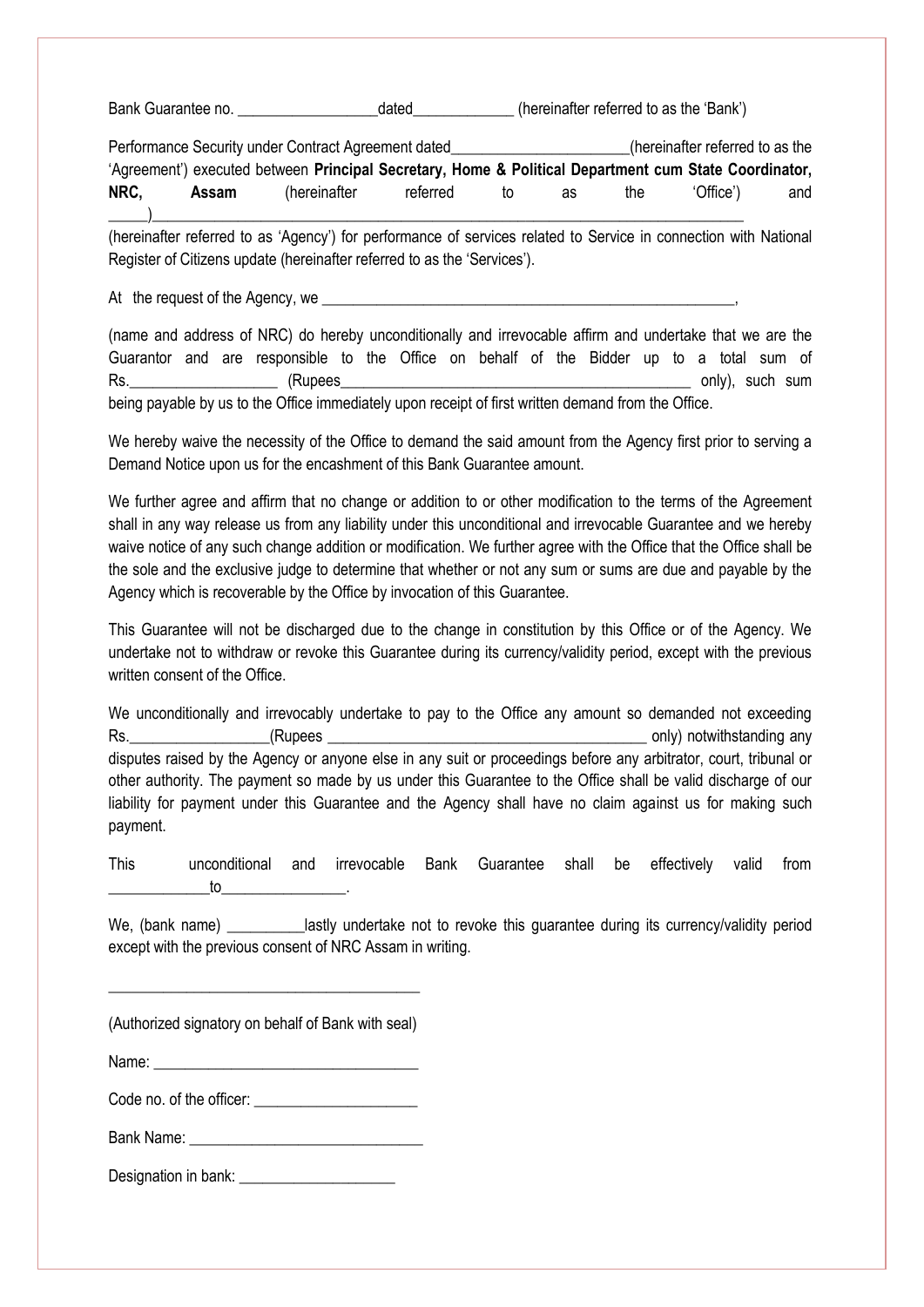Bank Guarantee no. __________________dated_____________ (hereinafter referred to as the 'Bank')

Performance Security under Contract Agreement dated_______________________(hereinafter referred to as the 'Agreement') executed between **Principal Secretary, Home & Political Department cum State Coordinator, NRC, Assam** (hereinafter referred to as the 'Office') and _____)__________________________________________________________________________

(hereinafter referred to as 'Agency') for performance of services related to Service in connection with National Register of Citizens update (hereinafter referred to as the 'Services').

At the request of the Agency, we ________________________________________________________,

(name and address of NRC) do hereby unconditionally and irrevocable affirm and undertake that we are the Guarantor and are responsible to the Office on behalf of the Bidder up to a total sum of Rs.___________________ (Rupees_______________________________________________ only), such sum being payable by us to the Office immediately upon receipt of first written demand from the Office.

We hereby waive the necessity of the Office to demand the said amount from the Agency first prior to serving a Demand Notice upon us for the encashment of this Bank Guarantee amount.

We further agree and affirm that no change or addition to or other modification to the terms of the Agreement shall in any way release us from any liability under this unconditional and irrevocable Guarantee and we hereby waive notice of any such change addition or modification. We further agree with the Office that the Office shall be the sole and the exclusive judge to determine that whether or not any sum or sums are due and payable by the Agency which is recoverable by the Office by invocation of this Guarantee.

This Guarantee will not be discharged due to the change in constitution by this Office or of the Agency. We undertake not to withdraw or revoke this Guarantee during its currency/validity period, except with the previous written consent of the Office.

We unconditionally and irrevocably undertake to pay to the Office any amount so demanded not exceeding Rs.__________________(Rupees ___________________________________________ only) notwithstanding any disputes raised by the Agency or anyone else in any suit or proceedings before any arbitrator, court, tribunal or other authority. The payment so made by us under this Guarantee to the Office shall be valid discharge of our liability for payment under this Guarantee and the Agency shall have no claim against us for making such payment.

This unconditional and irrevocable Bank Guarantee shall be effectively valid from _____________to________________.

We, (bank name) __________lastly undertake not to revoke this guarantee during its currency/validity period except with the previous consent of NRC Assam in writing.

_________________________________________

(Authorized signatory on behalf of Bank with seal)

Name: ___________________________________

Code no. of the officer: _____________________

Bank Name: _______________________________

Designation in bank: ____________________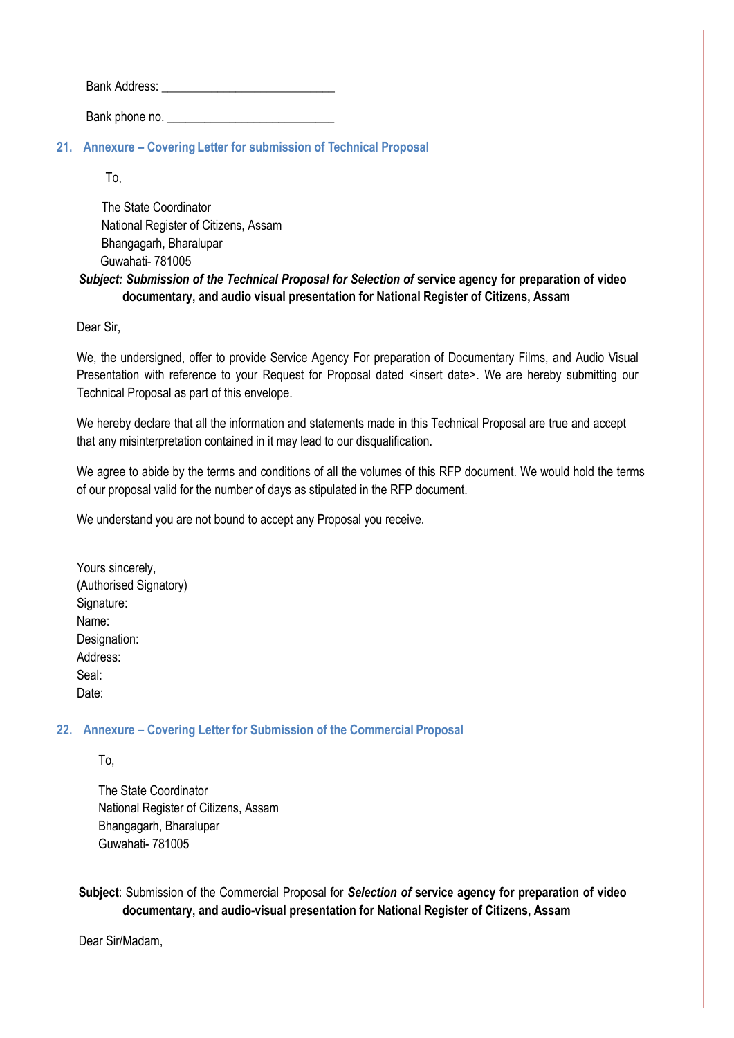Bank Address: ___________________________

Bank phone no. __________________________

## 21. Annexure – Covering Letter for submission of Technical Proposal

To,

The State Coordinator
National Register of Citizens, Assam
Bhangagarh, Bharalupar
Guwahati- 781005

***Subject: Submission of the Technical Proposal for Selection of* service agency for preparation of video documentary, and audio visual presentation for National Register of Citizens, Assam**

Dear Sir,

We, the undersigned, offer to provide Service Agency For preparation of Documentary Films, and Audio Visual Presentation with reference to your Request for Proposal dated <insert date>. We are hereby submitting our Technical Proposal as part of this envelope.

We hereby declare that all the information and statements made in this Technical Proposal are true and accept that any misinterpretation contained in it may lead to our disqualification.

We agree to abide by the terms and conditions of all the volumes of this RFP document. We would hold the terms of our proposal valid for the number of days as stipulated in the RFP document.

We understand you are not bound to accept any Proposal you receive.

Yours sincerely,
(Authorised Signatory)
Signature:
Name:
Designation:
Address:
Seal:
Date:

## 22. Annexure – Covering Letter for Submission of the Commercial Proposal

To,

The State Coordinator
National Register of Citizens, Assam
Bhangagarh, Bharalupar
Guwahati- 781005

**Subject**: Submission of the Commercial Proposal for ***Selection of*** **service agency for preparation of video documentary, and audio-visual presentation for National Register of Citizens, Assam**

Dear Sir/Madam,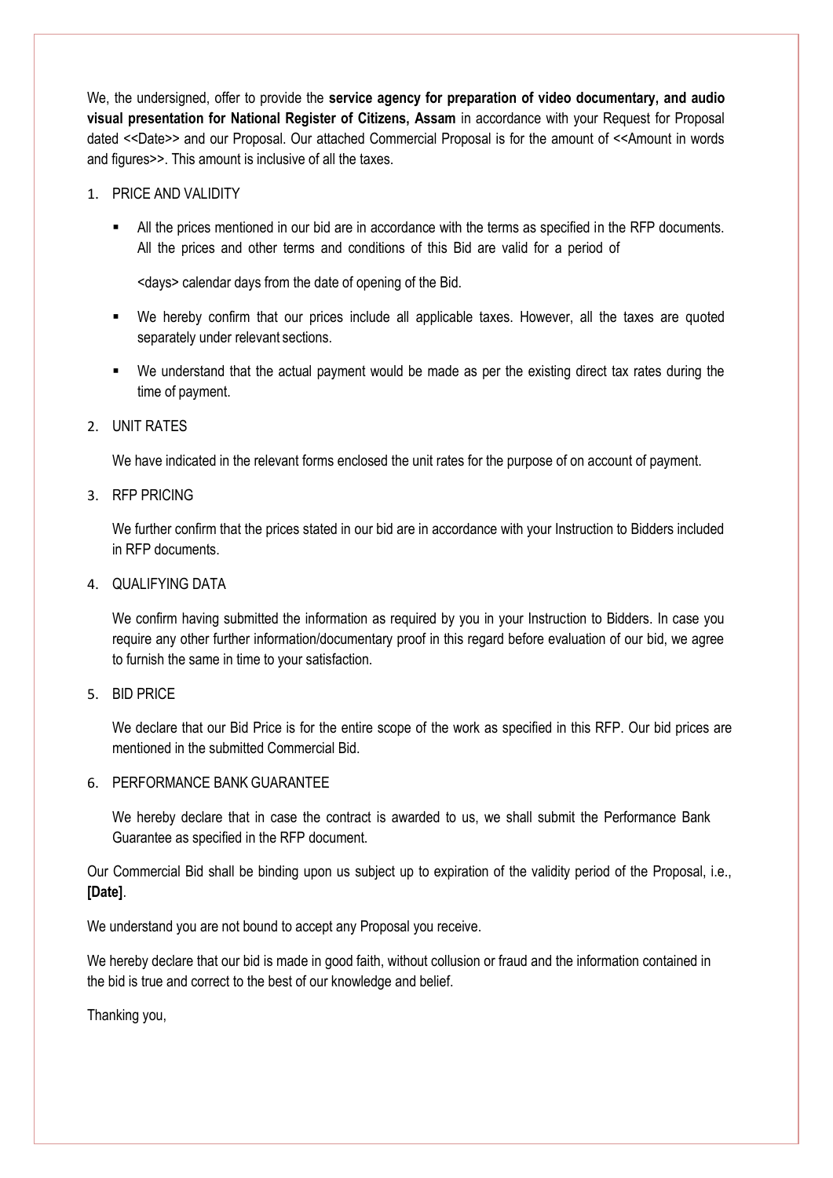We, the undersigned, offer to provide the **service agency for preparation of video documentary, and audio visual presentation for National Register of Citizens, Assam** in accordance with your Request for Proposal dated <<Date>> and our Proposal. Our attached Commercial Proposal is for the amount of <<Amount in words and figures>>. This amount is inclusive of all the taxes.

1. PRICE AND VALIDITY

   - All the prices mentioned in our bid are in accordance with the terms as specified in the RFP documents. All the prices and other terms and conditions of this Bid are valid for a period of

     <days> calendar days from the date of opening of the Bid.

   - We hereby confirm that our prices include all applicable taxes. However, all the taxes are quoted separately under relevant sections.

   - We understand that the actual payment would be made as per the existing direct tax rates during the time of payment.

2. UNIT RATES

   We have indicated in the relevant forms enclosed the unit rates for the purpose of on account of payment.

3. RFP PRICING

   We further confirm that the prices stated in our bid are in accordance with your Instruction to Bidders included in RFP documents.

4. QUALIFYING DATA

   We confirm having submitted the information as required by you in your Instruction to Bidders. In case you require any other further information/documentary proof in this regard before evaluation of our bid, we agree to furnish the same in time to your satisfaction.

5. BID PRICE

   We declare that our Bid Price is for the entire scope of the work as specified in this RFP. Our bid prices are mentioned in the submitted Commercial Bid.

6. PERFORMANCE BANK GUARANTEE

   We hereby declare that in case the contract is awarded to us, we shall submit the Performance Bank Guarantee as specified in the RFP document.

Our Commercial Bid shall be binding upon us subject up to expiration of the validity period of the Proposal, i.e., **[Date]**.

We understand you are not bound to accept any Proposal you receive.

We hereby declare that our bid is made in good faith, without collusion or fraud and the information contained in the bid is true and correct to the best of our knowledge and belief.

Thanking you,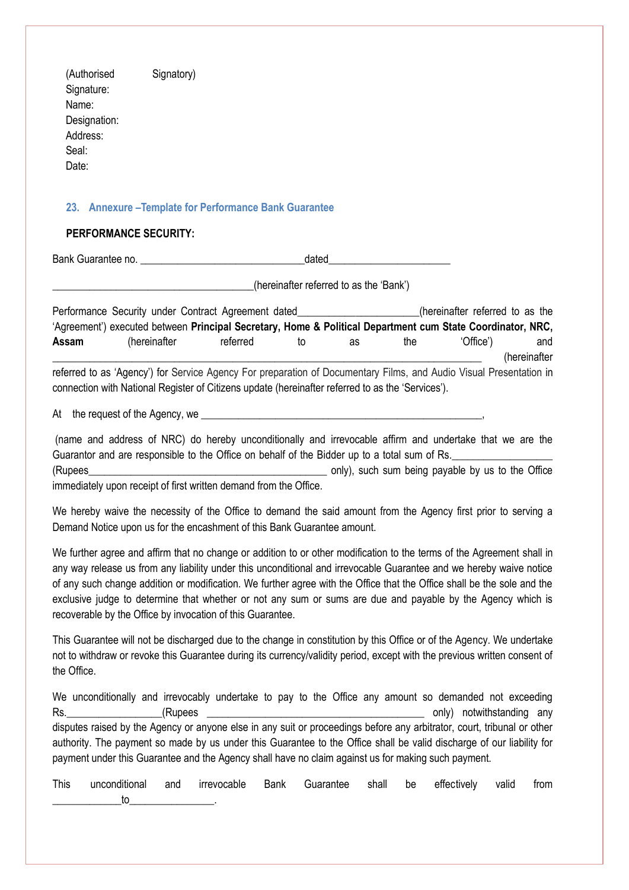(Authorised Signatory)
Signature:
Name:
Designation:
Address:
Seal:
Date:

## 23. Annexure –Template for Performance Bank Guarantee

**PERFORMANCE SECURITY:**

Bank Guarantee no. ______________________________dated______________________

_____________________________________(hereinafter referred to as the 'Bank')

Performance Security under Contract Agreement dated_____________________(hereinafter referred to as the 'Agreement') executed between **Principal Secretary, Home & Political Department cum State Coordinator, NRC, Assam** (hereinafter referred to as the 'Office') and _____________________________________________________________________________ (hereinafter referred to as 'Agency') for Service Agency For preparation of Documentary Films, and Audio Visual Presentation in connection with National Register of Citizens update (hereinafter referred to as the 'Services').

At the request of the Agency, we ______________________________________________________,

(name and address of NRC) do hereby unconditionally and irrevocable affirm and undertake that we are the Guarantor and are responsible to the Office on behalf of the Bidder up to a total sum of Rs.__________________ (Rupees____________________________________________ only), such sum being payable by us to the Office immediately upon receipt of first written demand from the Office.

We hereby waive the necessity of the Office to demand the said amount from the Agency first prior to serving a Demand Notice upon us for the encashment of this Bank Guarantee amount.

We further agree and affirm that no change or addition to or other modification to the terms of the Agreement shall in any way release us from any liability under this unconditional and irrevocable Guarantee and we hereby waive notice of any such change addition or modification. We further agree with the Office that the Office shall be the sole and the exclusive judge to determine that whether or not any sum or sums are due and payable by the Agency which is recoverable by the Office by invocation of this Guarantee.

This Guarantee will not be discharged due to the change in constitution by this Office or of the Agency. We undertake not to withdraw or revoke this Guarantee during its currency/validity period, except with the previous written consent of the Office.

We unconditionally and irrevocably undertake to pay to the Office any amount so demanded not exceeding Rs._________________(Rupees ________________________________________ only) notwithstanding any disputes raised by the Agency or anyone else in any suit or proceedings before any arbitrator, court, tribunal or other authority. The payment so made by us under this Guarantee to the Office shall be valid discharge of our liability for payment under this Guarantee and the Agency shall have no claim against us for making such payment.

This unconditional and irrevocable Bank Guarantee shall be effectively valid from _____________to_______________.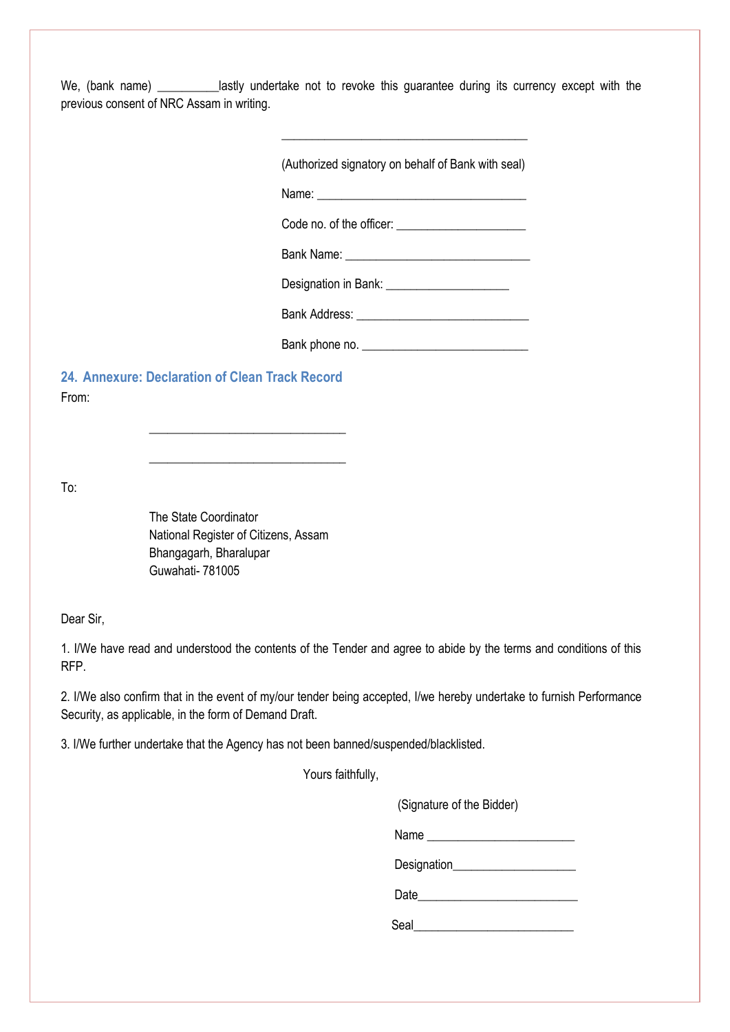We, (bank name) __________lastly undertake not to revoke this guarantee during its currency except with the previous consent of NRC Assam in writing.

________________________________________

(Authorized signatory on behalf of Bank with seal)

Name: ________________________________

Code no. of the officer: ____________________

Bank Name: _____________________________

Designation in Bank: ___________________

Bank Address: ___________________________

Bank phone no. __________________________

## 24. Annexure: Declaration of Clean Track Record

From:

______________________________

______________________________

To:

The State Coordinator
National Register of Citizens, Assam
Bhangagarh, Bharalupar
Guwahati- 781005

Dear Sir,

1. I/We have read and understood the contents of the Tender and agree to abide by the terms and conditions of this RFP.

2. I/We also confirm that in the event of my/our tender being accepted, I/we hereby undertake to furnish Performance Security, as applicable, in the form of Demand Draft.

3. I/We further undertake that the Agency has not been banned/suspended/blacklisted.

Yours faithfully,

(Signature of the Bidder)

Name ______________________

Designation__________________

Date_________________________

Seal_________________________